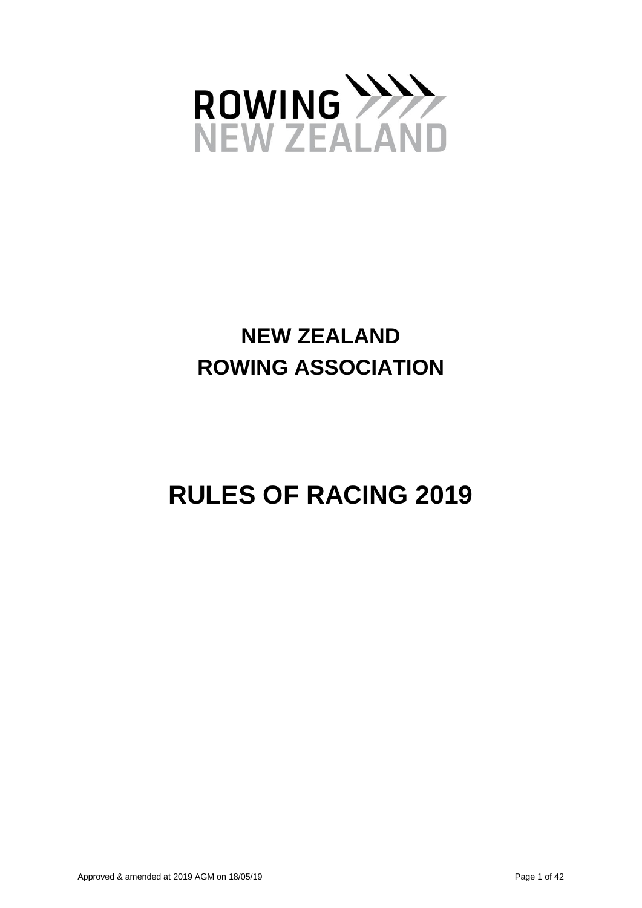ROWING NEW ZEALAND

# NEW ZEALAND ROWING ASSOCIATION

# RULES OF RACING 2019

Approved & amended at 2019 AGM on 18/05/19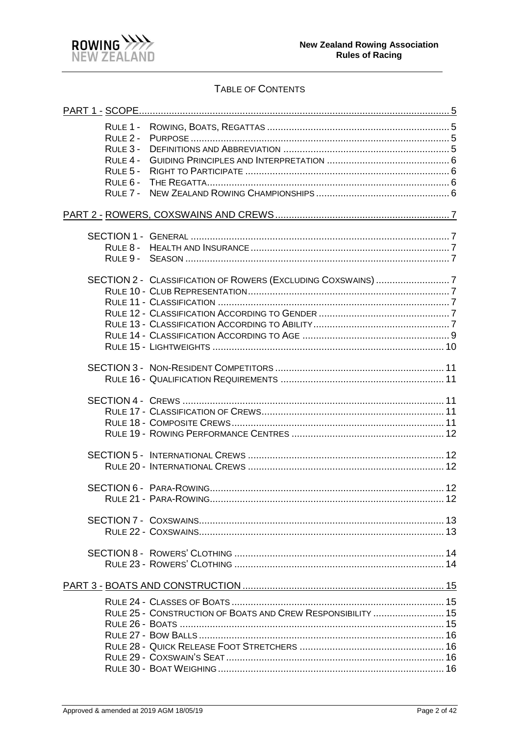## Table of Contents

[PART 1 - SCOPE ..... 5]

- Rule 1 - Rowing, Boats, Regattas ..... 5
- Rule 2 - Purpose ..... 5
- Rule 3 - Definitions and Abbreviation ..... 5
- Rule 4 - Guiding Principles and Interpretation ..... 6
- Rule 5 - Right to Participate ..... 6
- Rule 6 - The Regatta ..... 6
- Rule 7 - New Zealand Rowing Championships ..... 6

[PART 2 - ROWERS, COXSWAINS AND CREWS ..... 7]

- SECTION 1 - General ..... 7
  - Rule 8 - Health and Insurance ..... 7
  - Rule 9 - Season ..... 7
- SECTION 2 - Classification of Rowers (Excluding Coxswains) ..... 7
  - Rule 10 - Club Representation ..... 7
  - Rule 11 - Classification ..... 7
  - Rule 12 - Classification According to Gender ..... 7
  - Rule 13 - Classification According to Ability ..... 7
  - Rule 14 - Classification According to Age ..... 9
  - Rule 15 - Lightweights ..... 10
- SECTION 3 - Non-Resident Competitors ..... 11
  - Rule 16 - Qualification Requirements ..... 11
- SECTION 4 - Crews ..... 11
  - Rule 17 - Classification of Crews ..... 11
  - Rule 18 - Composite Crews ..... 11
  - Rule 19 - Rowing Performance Centres ..... 12
- SECTION 5 - International Crews ..... 12
  - Rule 20 - International Crews ..... 12
- SECTION 6 - Para-Rowing ..... 12
  - Rule 21 - Para-Rowing ..... 12
- SECTION 7 - Coxswains ..... 13
  - Rule 22 - Coxswains ..... 13
- SECTION 8 - Rowers' Clothing ..... 14
  - Rule 23 - Rowers' Clothing ..... 14

[PART 3 - BOATS AND CONSTRUCTION ..... 15]

- Rule 24 - Classes of Boats ..... 15
- Rule 25 - Construction of Boats and Crew Responsibility ..... 15
- Rule 26 - Boats ..... 15
- Rule 27 - Bow Balls ..... 16
- Rule 28 - Quick Release Foot Stretchers ..... 16
- Rule 29 - Coxswain's Seat ..... 16
- Rule 30 - Boat Weighing ..... 16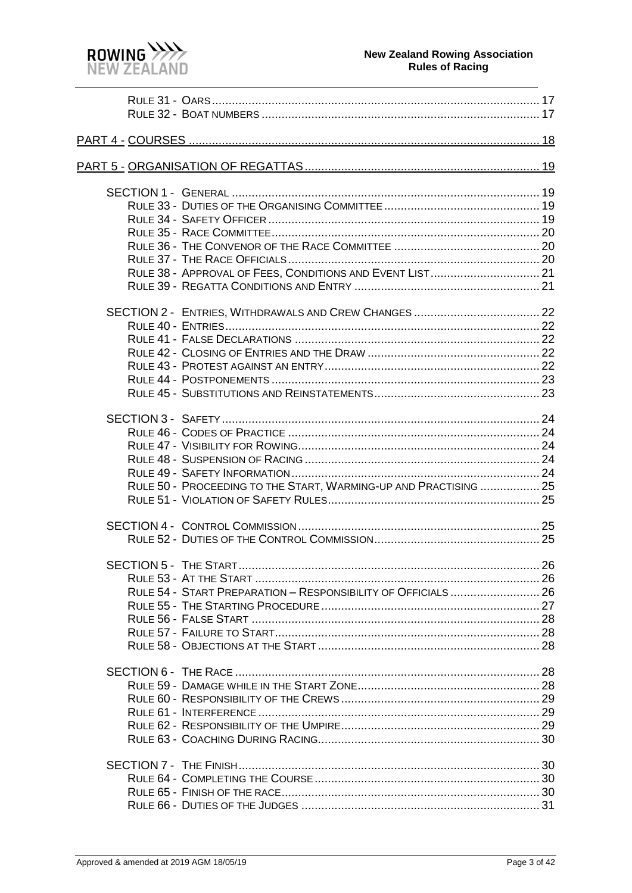RULE 31 - OARS ..... 17
RULE 32 - BOAT NUMBERS ..... 17

PART 4 - COURSES ..... 18

PART 5 - ORGANISATION OF REGATTAS ..... 19

SECTION 1 - GENERAL ..... 19
RULE 33 - DUTIES OF THE ORGANISING COMMITTEE ..... 19
RULE 34 - SAFETY OFFICER ..... 19
RULE 35 - RACE COMMITTEE ..... 20
RULE 36 - THE CONVENOR OF THE RACE COMMITTEE ..... 20
RULE 37 - THE RACE OFFICIALS ..... 20
RULE 38 - APPROVAL OF FEES, CONDITIONS AND EVENT LIST ..... 21
RULE 39 - REGATTA CONDITIONS AND ENTRY ..... 21

SECTION 2 - ENTRIES, WITHDRAWALS AND CREW CHANGES ..... 22
RULE 40 - ENTRIES ..... 22
RULE 41 - FALSE DECLARATIONS ..... 22
RULE 42 - CLOSING OF ENTRIES AND THE DRAW ..... 22
RULE 43 - PROTEST AGAINST AN ENTRY ..... 22
RULE 44 - POSTPONEMENTS ..... 23
RULE 45 - SUBSTITUTIONS AND REINSTATEMENTS ..... 23

SECTION 3 - SAFETY ..... 24
RULE 46 - CODES OF PRACTICE ..... 24
RULE 47 - VISIBILITY FOR ROWING ..... 24
RULE 48 - SUSPENSION OF RACING ..... 24
RULE 49 - SAFETY INFORMATION ..... 24
RULE 50 - PROCEEDING TO THE START, WARMING-UP AND PRACTISING ..... 25
RULE 51 - VIOLATION OF SAFETY RULES ..... 25

SECTION 4 - CONTROL COMMISSION ..... 25
RULE 52 - DUTIES OF THE CONTROL COMMISSION ..... 25

SECTION 5 - THE START ..... 26
RULE 53 - AT THE START ..... 26
RULE 54 - START PREPARATION – RESPONSIBILITY OF OFFICIALS ..... 26
RULE 55 - THE STARTING PROCEDURE ..... 27
RULE 56 - FALSE START ..... 28
RULE 57 - FAILURE TO START ..... 28
RULE 58 - OBJECTIONS AT THE START ..... 28

SECTION 6 - THE RACE ..... 28
RULE 59 - DAMAGE WHILE IN THE START ZONE ..... 28
RULE 60 - RESPONSIBILITY OF THE CREWS ..... 29
RULE 61 - INTERFERENCE ..... 29
RULE 62 - RESPONSIBILITY OF THE UMPIRE ..... 29
RULE 63 - COACHING DURING RACING ..... 30

SECTION 7 - THE FINISH ..... 30
RULE 64 - COMPLETING THE COURSE ..... 30
RULE 65 - FINISH OF THE RACE ..... 30
RULE 66 - DUTIES OF THE JUDGES ..... 31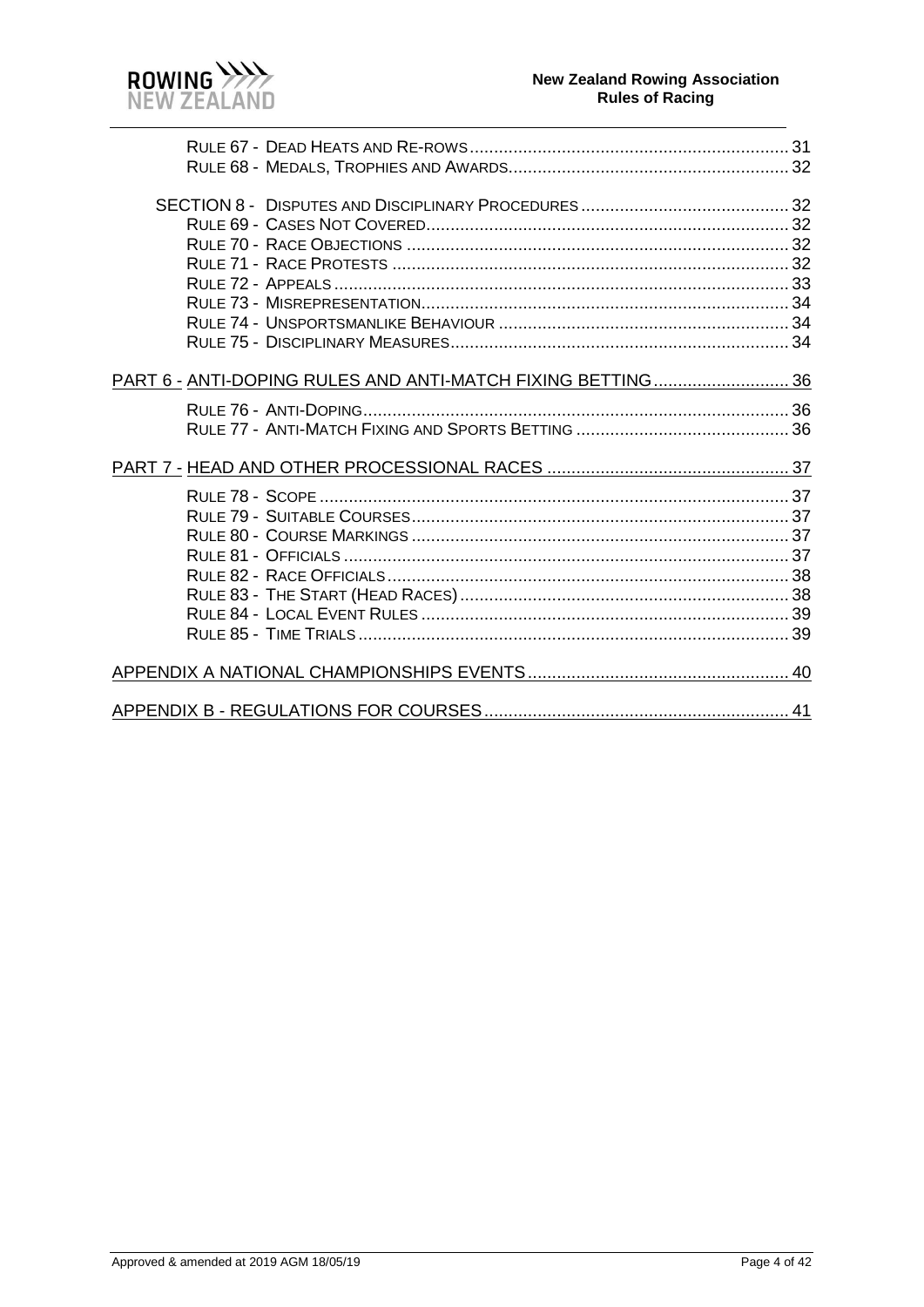RULE 67 - DEAD HEATS AND RE-ROWS .................................................................. 31
RULE 68 - MEDALS, TROPHIES AND AWARDS.......................................................... 32

SECTION 8 - DISPUTES AND DISCIPLINARY PROCEDURES ........................................... 32
RULE 69 - CASES NOT COVERED........................................................................... 32
RULE 70 - RACE OBJECTIONS ............................................................................... 32
RULE 71 - RACE PROTESTS .................................................................................. 32
RULE 72 - APPEALS .............................................................................................. 33
RULE 73 - MISREPRESENTATION............................................................................ 34
RULE 74 - UNSPORTSMANLIKE BEHAVIOUR ............................................................ 34
RULE 75 - DISCIPLINARY MEASURES...................................................................... 34

PART 6 - ANTI-DOPING RULES AND ANTI-MATCH FIXING BETTING............................ 36

RULE 76 - ANTI-DOPING........................................................................................ 36
RULE 77 - ANTI-MATCH FIXING AND SPORTS BETTING ............................................ 36

PART 7 - HEAD AND OTHER PROCESSIONAL RACES .................................................. 37

RULE 78 - SCOPE ................................................................................................. 37
RULE 79 - SUITABLE COURSES.............................................................................. 37
RULE 80 - COURSE MARKINGS .............................................................................. 37
RULE 81 - OFFICIALS ............................................................................................ 37
RULE 82 - RACE OFFICIALS................................................................................... 38
RULE 83 - THE START (HEAD RACES).................................................................... 38
RULE 84 - LOCAL EVENT RULES ............................................................................ 39
RULE 85 - TIME TRIALS......................................................................................... 39

APPENDIX A NATIONAL CHAMPIONSHIPS EVENTS...................................................... 40

APPENDIX B - REGULATIONS FOR COURSES............................................................... 41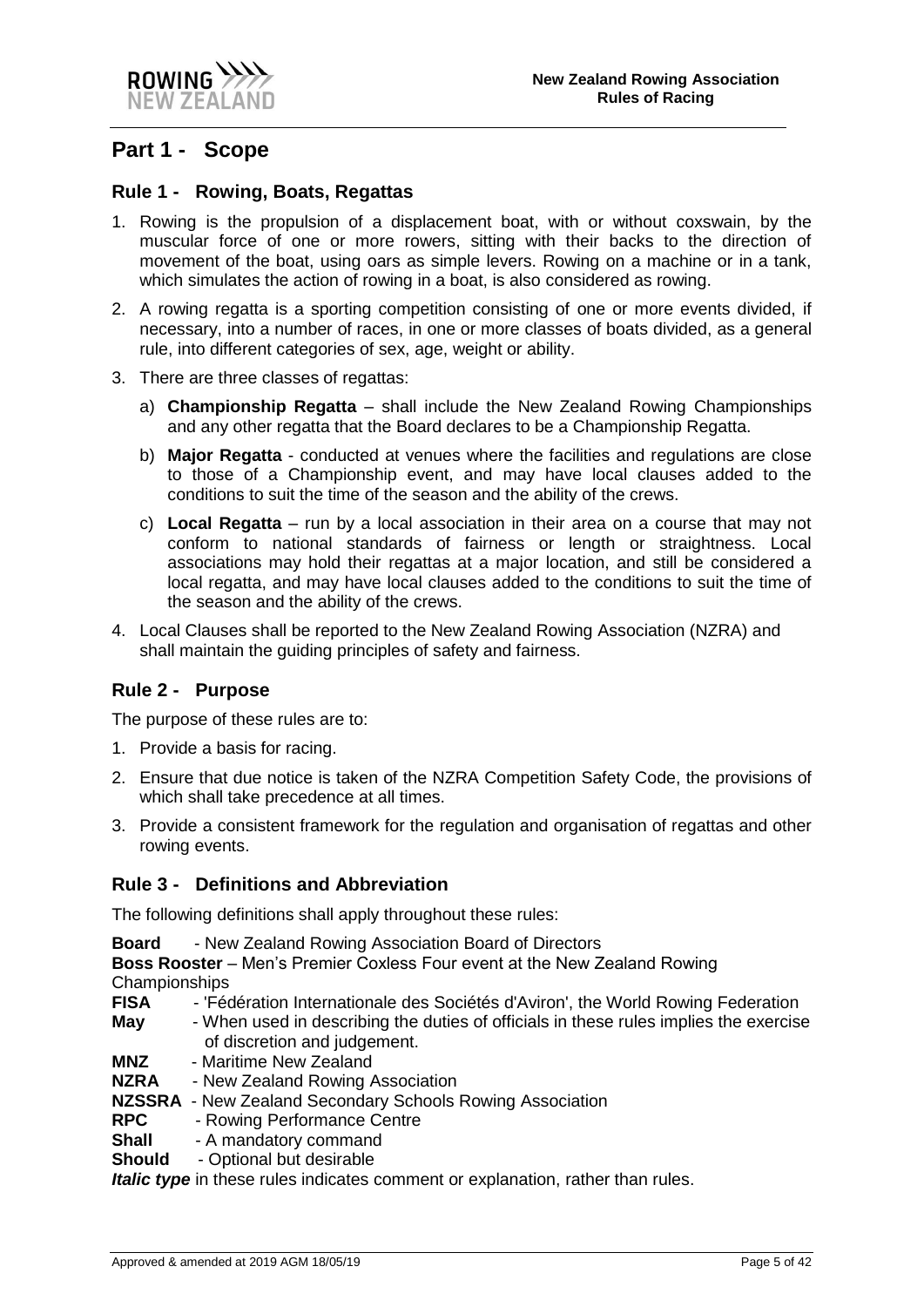# Part 1 - Scope

## Rule 1 - Rowing, Boats, Regattas

1. Rowing is the propulsion of a displacement boat, with or without coxswain, by the muscular force of one or more rowers, sitting with their backs to the direction of movement of the boat, using oars as simple levers. Rowing on a machine or in a tank, which simulates the action of rowing in a boat, is also considered as rowing.
2. A rowing regatta is a sporting competition consisting of one or more events divided, if necessary, into a number of races, in one or more classes of boats divided, as a general rule, into different categories of sex, age, weight or ability.
3. There are three classes of regattas:
   a) **Championship Regatta** – shall include the New Zealand Rowing Championships and any other regatta that the Board declares to be a Championship Regatta.
   b) **Major Regatta** - conducted at venues where the facilities and regulations are close to those of a Championship event, and may have local clauses added to the conditions to suit the time of the season and the ability of the crews.
   c) **Local Regatta** – run by a local association in their area on a course that may not conform to national standards of fairness or length or straightness. Local associations may hold their regattas at a major location, and still be considered a local regatta, and may have local clauses added to the conditions to suit the time of the season and the ability of the crews.
4. Local Clauses shall be reported to the New Zealand Rowing Association (NZRA) and shall maintain the guiding principles of safety and fairness.

## Rule 2 - Purpose

The purpose of these rules are to:

1. Provide a basis for racing.
2. Ensure that due notice is taken of the NZRA Competition Safety Code, the provisions of which shall take precedence at all times.
3. Provide a consistent framework for the regulation and organisation of regattas and other rowing events.

## Rule 3 - Definitions and Abbreviation

The following definitions shall apply throughout these rules:

**Board** - New Zealand Rowing Association Board of Directors
**Boss Rooster** – Men's Premier Coxless Four event at the New Zealand Rowing Championships
**FISA** - 'Fédération Internationale des Sociétés d'Aviron', the World Rowing Federation
**May** - When used in describing the duties of officials in these rules implies the exercise of discretion and judgement.
**MNZ** - Maritime New Zealand
**NZRA** - New Zealand Rowing Association
**NZSSRA** - New Zealand Secondary Schools Rowing Association
**RPC** - Rowing Performance Centre
**Shall** - A mandatory command
**Should** - Optional but desirable

***Italic type*** in these rules indicates comment or explanation, rather than rules.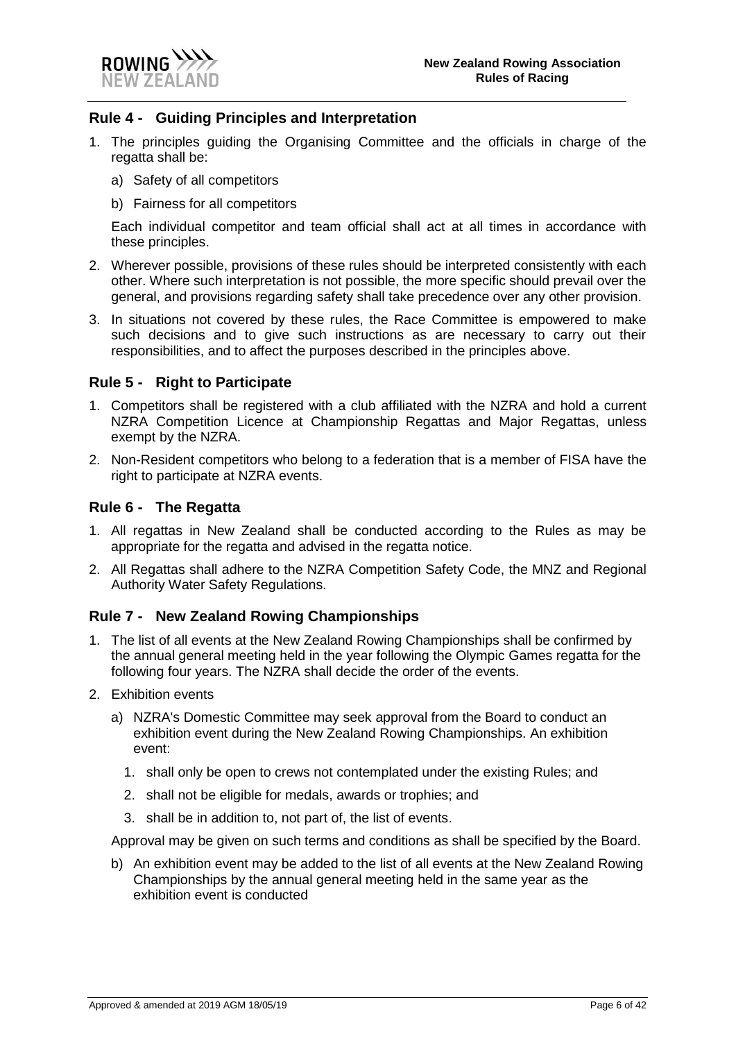## Rule 4 - Guiding Principles and Interpretation

1. The principles guiding the Organising Committee and the officials in charge of the regatta shall be:

   a) Safety of all competitors

   b) Fairness for all competitors

   Each individual competitor and team official shall act at all times in accordance with these principles.

2. Wherever possible, provisions of these rules should be interpreted consistently with each other. Where such interpretation is not possible, the more specific should prevail over the general, and provisions regarding safety shall take precedence over any other provision.

3. In situations not covered by these rules, the Race Committee is empowered to make such decisions and to give such instructions as are necessary to carry out their responsibilities, and to affect the purposes described in the principles above.

## Rule 5 - Right to Participate

1. Competitors shall be registered with a club affiliated with the NZRA and hold a current NZRA Competition Licence at Championship Regattas and Major Regattas, unless exempt by the NZRA.

2. Non-Resident competitors who belong to a federation that is a member of FISA have the right to participate at NZRA events.

## Rule 6 - The Regatta

1. All regattas in New Zealand shall be conducted according to the Rules as may be appropriate for the regatta and advised in the regatta notice.

2. All Regattas shall adhere to the NZRA Competition Safety Code, the MNZ and Regional Authority Water Safety Regulations.

## Rule 7 - New Zealand Rowing Championships

1. The list of all events at the New Zealand Rowing Championships shall be confirmed by the annual general meeting held in the year following the Olympic Games regatta for the following four years. The NZRA shall decide the order of the events.

2. Exhibition events

   a) NZRA's Domestic Committee may seek approval from the Board to conduct an exhibition event during the New Zealand Rowing Championships. An exhibition event:

      1. shall only be open to crews not contemplated under the existing Rules; and

      2. shall not be eligible for medals, awards or trophies; and

      3. shall be in addition to, not part of, the list of events.

   Approval may be given on such terms and conditions as shall be specified by the Board.

   b) An exhibition event may be added to the list of all events at the New Zealand Rowing Championships by the annual general meeting held in the same year as the exhibition event is conducted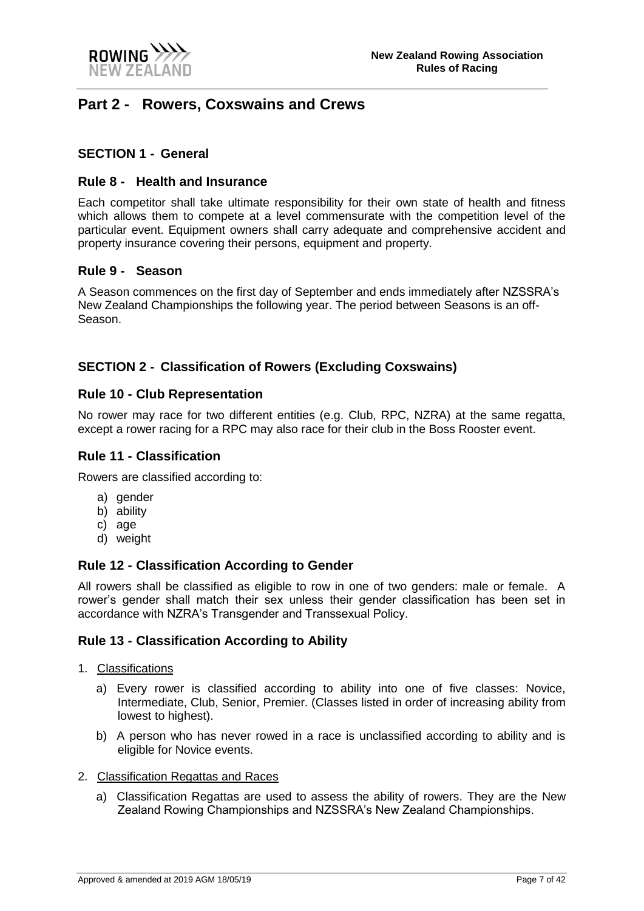# Part 2 - Rowers, Coxswains and Crews

## SECTION 1 - General

### Rule 8 - Health and Insurance

Each competitor shall take ultimate responsibility for their own state of health and fitness which allows them to compete at a level commensurate with the competition level of the particular event. Equipment owners shall carry adequate and comprehensive accident and property insurance covering their persons, equipment and property.

### Rule 9 - Season

A Season commences on the first day of September and ends immediately after NZSSRA's New Zealand Championships the following year. The period between Seasons is an off-Season.

## SECTION 2 - Classification of Rowers (Excluding Coxswains)

### Rule 10 - Club Representation

No rower may race for two different entities (e.g. Club, RPC, NZRA) at the same regatta, except a rower racing for a RPC may also race for their club in the Boss Rooster event.

### Rule 11 - Classification

Rowers are classified according to:

a) gender
b) ability
c) age
d) weight

### Rule 12 - Classification According to Gender

All rowers shall be classified as eligible to row in one of two genders: male or female. A rower's gender shall match their sex unless their gender classification has been set in accordance with NZRA's Transgender and Transsexual Policy.

### Rule 13 - Classification According to Ability

1. Classifications

   a) Every rower is classified according to ability into one of five classes: Novice, Intermediate, Club, Senior, Premier. (Classes listed in order of increasing ability from lowest to highest).

   b) A person who has never rowed in a race is unclassified according to ability and is eligible for Novice events.

2. Classification Regattas and Races

   a) Classification Regattas are used to assess the ability of rowers. They are the New Zealand Rowing Championships and NZSSRA's New Zealand Championships.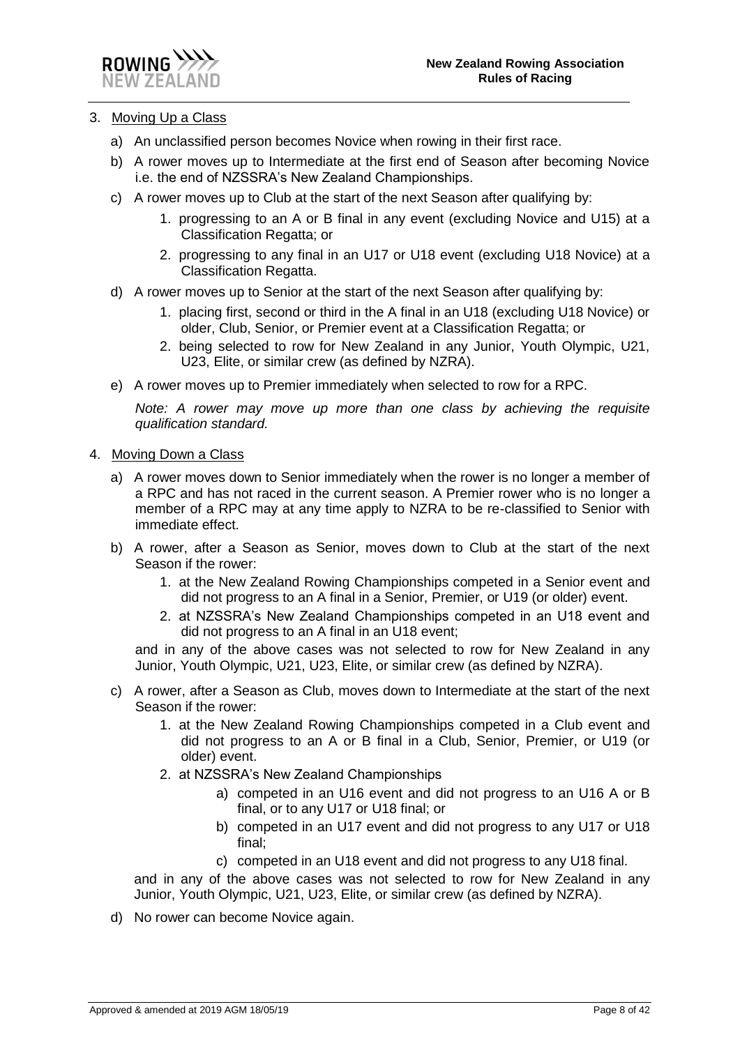3. Moving Up a Class

   a) An unclassified person becomes Novice when rowing in their first race.

   b) A rower moves up to Intermediate at the first end of Season after becoming Novice i.e. the end of NZSSRA's New Zealand Championships.

   c) A rower moves up to Club at the start of the next Season after qualifying by:

      1. progressing to an A or B final in any event (excluding Novice and U15) at a Classification Regatta; or
      2. progressing to any final in an U17 or U18 event (excluding U18 Novice) at a Classification Regatta.

   d) A rower moves up to Senior at the start of the next Season after qualifying by:

      1. placing first, second or third in the A final in an U18 (excluding U18 Novice) or older, Club, Senior, or Premier event at a Classification Regatta; or
      2. being selected to row for New Zealand in any Junior, Youth Olympic, U21, U23, Elite, or similar crew (as defined by NZRA).

   e) A rower moves up to Premier immediately when selected to row for a RPC.

   *Note: A rower may move up more than one class by achieving the requisite qualification standard.*

4. Moving Down a Class

   a) A rower moves down to Senior immediately when the rower is no longer a member of a RPC and has not raced in the current season. A Premier rower who is no longer a member of a RPC may at any time apply to NZRA to be re-classified to Senior with immediate effect.

   b) A rower, after a Season as Senior, moves down to Club at the start of the next Season if the rower:

      1. at the New Zealand Rowing Championships competed in a Senior event and did not progress to an A final in a Senior, Premier, or U19 (or older) event.
      2. at NZSSRA's New Zealand Championships competed in an U18 event and did not progress to an A final in an U18 event;

      and in any of the above cases was not selected to row for New Zealand in any Junior, Youth Olympic, U21, U23, Elite, or similar crew (as defined by NZRA).

   c) A rower, after a Season as Club, moves down to Intermediate at the start of the next Season if the rower:

      1. at the New Zealand Rowing Championships competed in a Club event and did not progress to an A or B final in a Club, Senior, Premier, or U19 (or older) event.
      2. at NZSSRA's New Zealand Championships
         a) competed in an U16 event and did not progress to an U16 A or B final, or to any U17 or U18 final; or
         b) competed in an U17 event and did not progress to any U17 or U18 final;
         c) competed in an U18 event and did not progress to any U18 final.

      and in any of the above cases was not selected to row for New Zealand in any Junior, Youth Olympic, U21, U23, Elite, or similar crew (as defined by NZRA).

   d) No rower can become Novice again.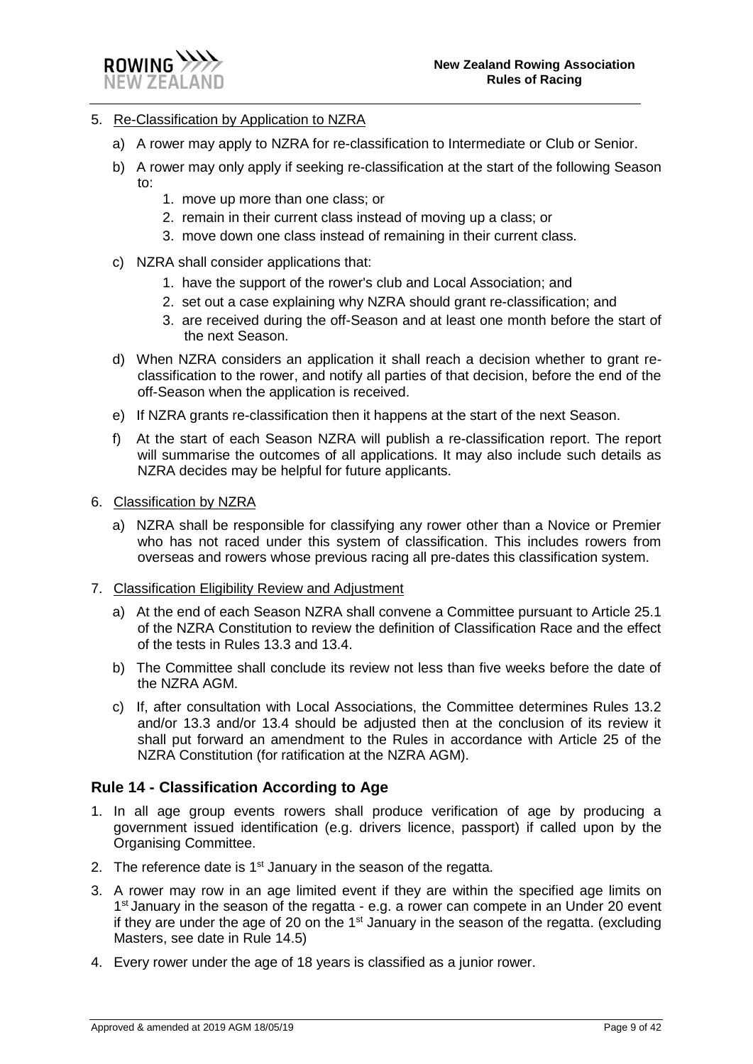5. Re-Classification by Application to NZRA

   a) A rower may apply to NZRA for re-classification to Intermediate or Club or Senior.

   b) A rower may only apply if seeking re-classification at the start of the following Season to:

      1. move up more than one class; or
      2. remain in their current class instead of moving up a class; or
      3. move down one class instead of remaining in their current class.

   c) NZRA shall consider applications that:

      1. have the support of the rower's club and Local Association; and
      2. set out a case explaining why NZRA should grant re-classification; and
      3. are received during the off-Season and at least one month before the start of the next Season.

   d) When NZRA considers an application it shall reach a decision whether to grant re-classification to the rower, and notify all parties of that decision, before the end of the off-Season when the application is received.

   e) If NZRA grants re-classification then it happens at the start of the next Season.

   f) At the start of each Season NZRA will publish a re-classification report. The report will summarise the outcomes of all applications. It may also include such details as NZRA decides may be helpful for future applicants.

6. Classification by NZRA

   a) NZRA shall be responsible for classifying any rower other than a Novice or Premier who has not raced under this system of classification. This includes rowers from overseas and rowers whose previous racing all pre-dates this classification system.

7. Classification Eligibility Review and Adjustment

   a) At the end of each Season NZRA shall convene a Committee pursuant to Article 25.1 of the NZRA Constitution to review the definition of Classification Race and the effect of the tests in Rules 13.3 and 13.4.

   b) The Committee shall conclude its review not less than five weeks before the date of the NZRA AGM.

   c) If, after consultation with Local Associations, the Committee determines Rules 13.2 and/or 13.3 and/or 13.4 should be adjusted then at the conclusion of its review it shall put forward an amendment to the Rules in accordance with Article 25 of the NZRA Constitution (for ratification at the NZRA AGM).

## Rule 14 - Classification According to Age

1. In all age group events rowers shall produce verification of age by producing a government issued identification (e.g. drivers licence, passport) if called upon by the Organising Committee.
2. The reference date is 1st January in the season of the regatta.
3. A rower may row in an age limited event if they are within the specified age limits on 1st January in the season of the regatta - e.g. a rower can compete in an Under 20 event if they are under the age of 20 on the 1st January in the season of the regatta. (excluding Masters, see date in Rule 14.5)
4. Every rower under the age of 18 years is classified as a junior rower.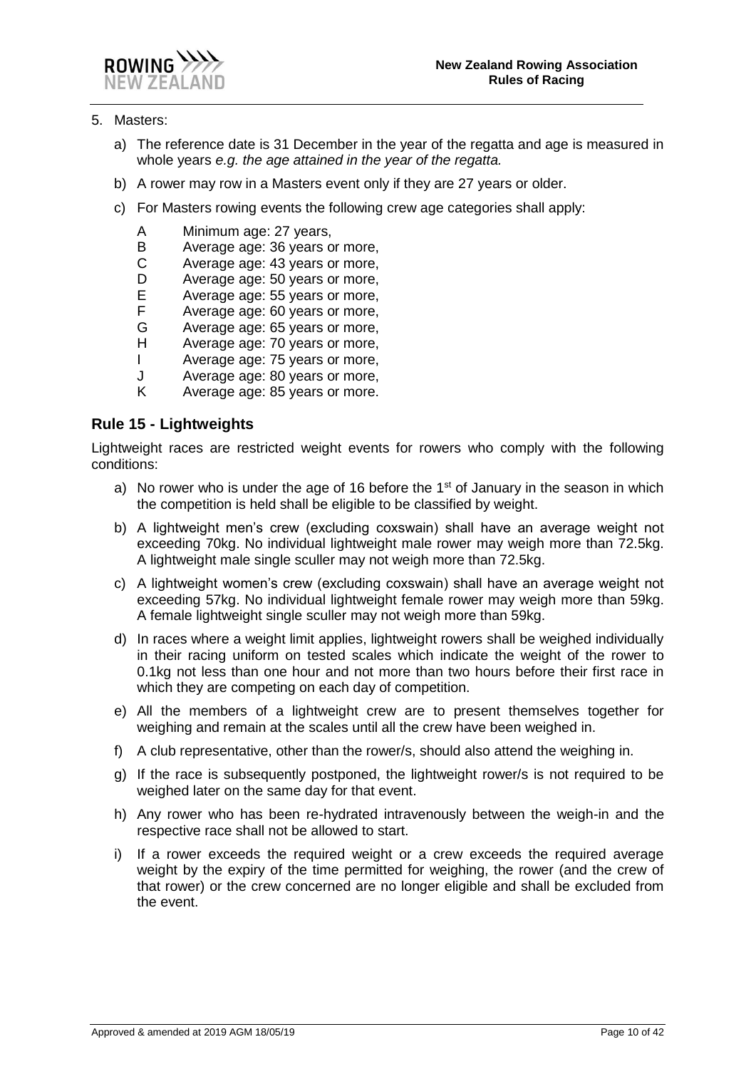5. Masters:

   a) The reference date is 31 December in the year of the regatta and age is measured in whole years *e.g. the age attained in the year of the regatta.*

   b) A rower may row in a Masters event only if they are 27 years or older.

   c) For Masters rowing events the following crew age categories shall apply:

      - A Minimum age: 27 years,
      - B Average age: 36 years or more,
      - C Average age: 43 years or more,
      - D Average age: 50 years or more,
      - E Average age: 55 years or more,
      - F Average age: 60 years or more,
      - G Average age: 65 years or more,
      - H Average age: 70 years or more,
      - I Average age: 75 years or more,
      - J Average age: 80 years or more,
      - K Average age: 85 years or more.

## Rule 15 - Lightweights

Lightweight races are restricted weight events for rowers who comply with the following conditions:

a) No rower who is under the age of 16 before the 1st of January in the season in which the competition is held shall be eligible to be classified by weight.

b) A lightweight men's crew (excluding coxswain) shall have an average weight not exceeding 70kg. No individual lightweight male rower may weigh more than 72.5kg. A lightweight male single sculler may not weigh more than 72.5kg.

c) A lightweight women's crew (excluding coxswain) shall have an average weight not exceeding 57kg. No individual lightweight female rower may weigh more than 59kg. A female lightweight single sculler may not weigh more than 59kg.

d) In races where a weight limit applies, lightweight rowers shall be weighed individually in their racing uniform on tested scales which indicate the weight of the rower to 0.1kg not less than one hour and not more than two hours before their first race in which they are competing on each day of competition.

e) All the members of a lightweight crew are to present themselves together for weighing and remain at the scales until all the crew have been weighed in.

f) A club representative, other than the rower/s, should also attend the weighing in.

g) If the race is subsequently postponed, the lightweight rower/s is not required to be weighed later on the same day for that event.

h) Any rower who has been re-hydrated intravenously between the weigh-in and the respective race shall not be allowed to start.

i) If a rower exceeds the required weight or a crew exceeds the required average weight by the expiry of the time permitted for weighing, the rower (and the crew of that rower) or the crew concerned are no longer eligible and shall be excluded from the event.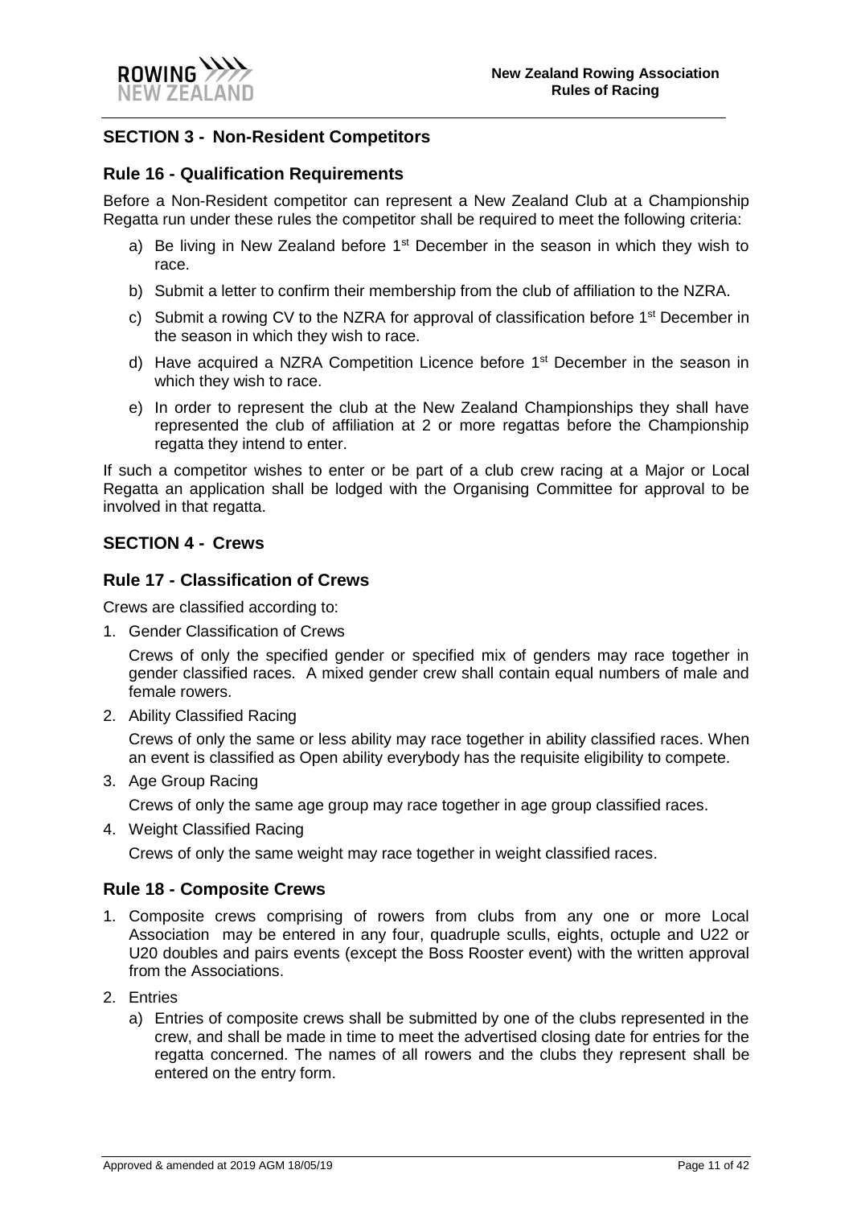## SECTION 3 - Non-Resident Competitors

### Rule 16 - Qualification Requirements

Before a Non-Resident competitor can represent a New Zealand Club at a Championship Regatta run under these rules the competitor shall be required to meet the following criteria:

a) Be living in New Zealand before 1st December in the season in which they wish to race.

b) Submit a letter to confirm their membership from the club of affiliation to the NZRA.

c) Submit a rowing CV to the NZRA for approval of classification before 1st December in the season in which they wish to race.

d) Have acquired a NZRA Competition Licence before 1st December in the season in which they wish to race.

e) In order to represent the club at the New Zealand Championships they shall have represented the club of affiliation at 2 or more regattas before the Championship regatta they intend to enter.

If such a competitor wishes to enter or be part of a club crew racing at a Major or Local Regatta an application shall be lodged with the Organising Committee for approval to be involved in that regatta.

## SECTION 4 - Crews

### Rule 17 - Classification of Crews

Crews are classified according to:

1. Gender Classification of Crews

   Crews of only the specified gender or specified mix of genders may race together in gender classified races. A mixed gender crew shall contain equal numbers of male and female rowers.

2. Ability Classified Racing

   Crews of only the same or less ability may race together in ability classified races. When an event is classified as Open ability everybody has the requisite eligibility to compete.

3. Age Group Racing

   Crews of only the same age group may race together in age group classified races.

4. Weight Classified Racing

   Crews of only the same weight may race together in weight classified races.

### Rule 18 - Composite Crews

1. Composite crews comprising of rowers from clubs from any one or more Local Association may be entered in any four, quadruple sculls, eights, octuple and U22 or U20 doubles and pairs events (except the Boss Rooster event) with the written approval from the Associations.

2. Entries

   a) Entries of composite crews shall be submitted by one of the clubs represented in the crew, and shall be made in time to meet the advertised closing date for entries for the regatta concerned. The names of all rowers and the clubs they represent shall be entered on the entry form.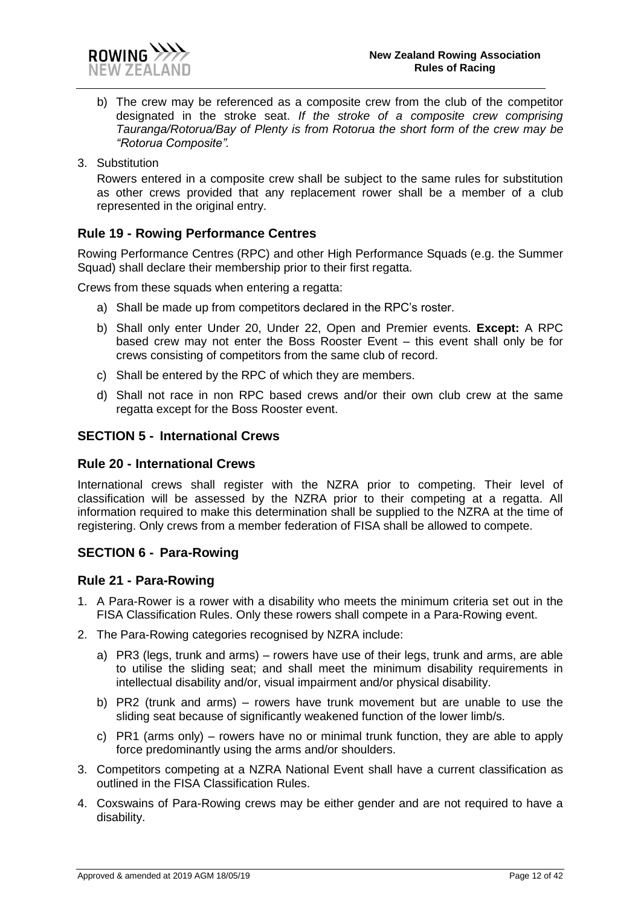b) The crew may be referenced as a composite crew from the club of the competitor designated in the stroke seat. *If the stroke of a composite crew comprising Tauranga/Rotorua/Bay of Plenty is from Rotorua the short form of the crew may be "Rotorua Composite".*

3. Substitution

   Rowers entered in a composite crew shall be subject to the same rules for substitution as other crews provided that any replacement rower shall be a member of a club represented in the original entry.

## Rule 19 - Rowing Performance Centres

Rowing Performance Centres (RPC) and other High Performance Squads (e.g. the Summer Squad) shall declare their membership prior to their first regatta.

Crews from these squads when entering a regatta:

a) Shall be made up from competitors declared in the RPC's roster.

b) Shall only enter Under 20, Under 22, Open and Premier events. **Except:** A RPC based crew may not enter the Boss Rooster Event – this event shall only be for crews consisting of competitors from the same club of record.

c) Shall be entered by the RPC of which they are members.

d) Shall not race in non RPC based crews and/or their own club crew at the same regatta except for the Boss Rooster event.

# SECTION 5 - International Crews

## Rule 20 - International Crews

International crews shall register with the NZRA prior to competing. Their level of classification will be assessed by the NZRA prior to their competing at a regatta. All information required to make this determination shall be supplied to the NZRA at the time of registering. Only crews from a member federation of FISA shall be allowed to compete.

# SECTION 6 - Para-Rowing

## Rule 21 - Para-Rowing

1. A Para-Rower is a rower with a disability who meets the minimum criteria set out in the FISA Classification Rules. Only these rowers shall compete in a Para-Rowing event.
2. The Para-Rowing categories recognised by NZRA include:
   a) PR3 (legs, trunk and arms) – rowers have use of their legs, trunk and arms, are able to utilise the sliding seat; and shall meet the minimum disability requirements in intellectual disability and/or, visual impairment and/or physical disability.
   
   b) PR2 (trunk and arms) – rowers have trunk movement but are unable to use the sliding seat because of significantly weakened function of the lower limb/s.
   
   c) PR1 (arms only) – rowers have no or minimal trunk function, they are able to apply force predominantly using the arms and/or shoulders.
3. Competitors competing at a NZRA National Event shall have a current classification as outlined in the FISA Classification Rules.
4. Coxswains of Para-Rowing crews may be either gender and are not required to have a disability.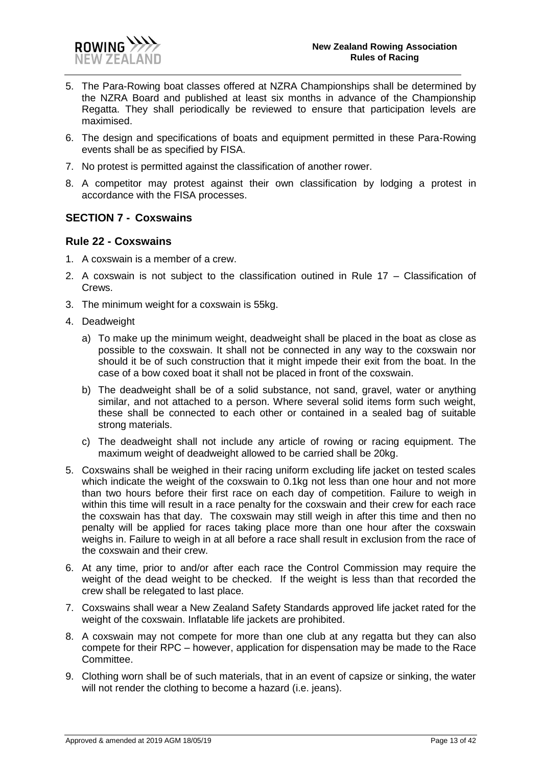5. The Para-Rowing boat classes offered at NZRA Championships shall be determined by the NZRA Board and published at least six months in advance of the Championship Regatta. They shall periodically be reviewed to ensure that participation levels are maximised.
6. The design and specifications of boats and equipment permitted in these Para-Rowing events shall be as specified by FISA.
7. No protest is permitted against the classification of another rower.
8. A competitor may protest against their own classification by lodging a protest in accordance with the FISA processes.

## SECTION 7 - Coxswains

### Rule 22 - Coxswains

1. A coxswain is a member of a crew.
2. A coxswain is not subject to the classification outined in Rule 17 – Classification of Crews.
3. The minimum weight for a coxswain is 55kg.
4. Deadweight
   a) To make up the minimum weight, deadweight shall be placed in the boat as close as possible to the coxswain. It shall not be connected in any way to the coxswain nor should it be of such construction that it might impede their exit from the boat. In the case of a bow coxed boat it shall not be placed in front of the coxswain.
   b) The deadweight shall be of a solid substance, not sand, gravel, water or anything similar, and not attached to a person. Where several solid items form such weight, these shall be connected to each other or contained in a sealed bag of suitable strong materials.
   c) The deadweight shall not include any article of rowing or racing equipment. The maximum weight of deadweight allowed to be carried shall be 20kg.
5. Coxswains shall be weighed in their racing uniform excluding life jacket on tested scales which indicate the weight of the coxswain to 0.1kg not less than one hour and not more than two hours before their first race on each day of competition. Failure to weigh in within this time will result in a race penalty for the coxswain and their crew for each race the coxswain has that day. The coxswain may still weigh in after this time and then no penalty will be applied for races taking place more than one hour after the coxswain weighs in. Failure to weigh in at all before a race shall result in exclusion from the race of the coxswain and their crew.
6. At any time, prior to and/or after each race the Control Commission may require the weight of the dead weight to be checked. If the weight is less than that recorded the crew shall be relegated to last place.
7. Coxswains shall wear a New Zealand Safety Standards approved life jacket rated for the weight of the coxswain. Inflatable life jackets are prohibited.
8. A coxswain may not compete for more than one club at any regatta but they can also compete for their RPC – however, application for dispensation may be made to the Race Committee.
9. Clothing worn shall be of such materials, that in an event of capsize or sinking, the water will not render the clothing to become a hazard (i.e. jeans).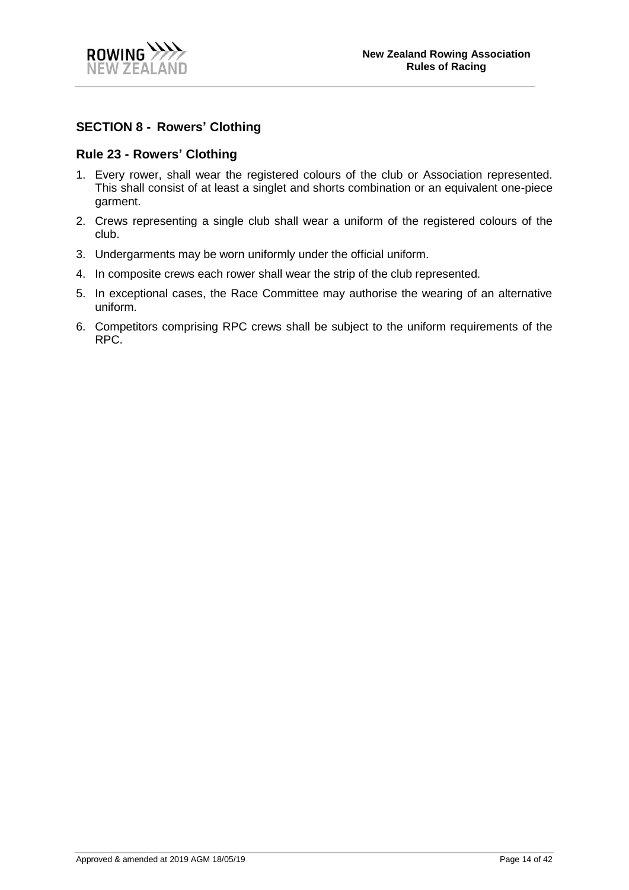## SECTION 8 - Rowers' Clothing

### Rule 23 - Rowers' Clothing

1. Every rower, shall wear the registered colours of the club or Association represented. This shall consist of at least a singlet and shorts combination or an equivalent one-piece garment.
2. Crews representing a single club shall wear a uniform of the registered colours of the club.
3. Undergarments may be worn uniformly under the official uniform.
4. In composite crews each rower shall wear the strip of the club represented.
5. In exceptional cases, the Race Committee may authorise the wearing of an alternative uniform.
6. Competitors comprising RPC crews shall be subject to the uniform requirements of the RPC.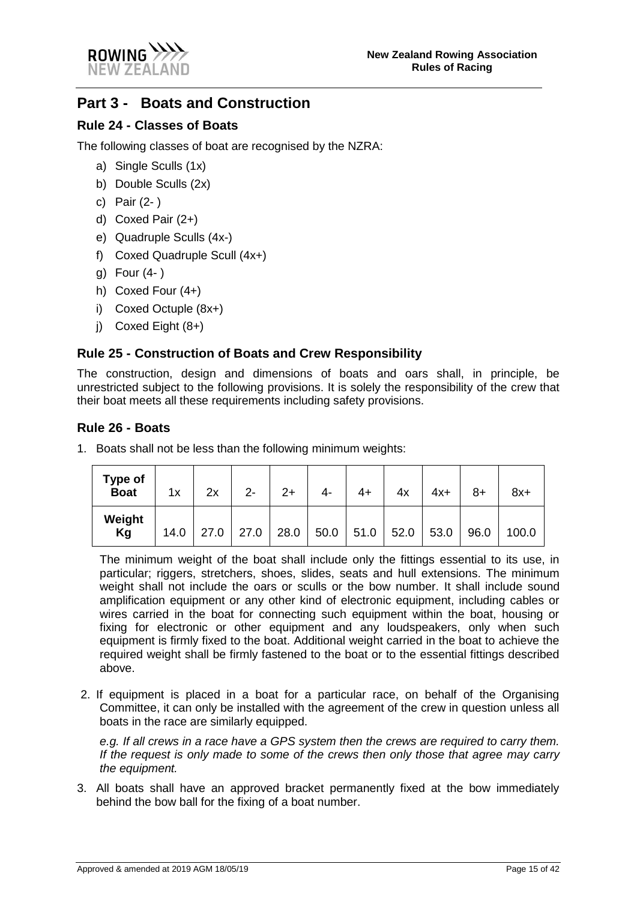## Part 3 - Boats and Construction

### Rule 24 - Classes of Boats

The following classes of boat are recognised by the NZRA:

a) Single Sculls (1x)
b) Double Sculls (2x)
c) Pair (2- )
d) Coxed Pair (2+)
e) Quadruple Sculls (4x-)
f) Coxed Quadruple Scull (4x+)
g) Four (4- )
h) Coxed Four (4+)
i) Coxed Octuple (8x+)
j) Coxed Eight (8+)

### Rule 25 - Construction of Boats and Crew Responsibility

The construction, design and dimensions of boats and oars shall, in principle, be unrestricted subject to the following provisions. It is solely the responsibility of the crew that their boat meets all these requirements including safety provisions.

### Rule 26 - Boats

1. Boats shall not be less than the following minimum weights:

| Type of Boat | 1x | 2x | 2- | 2+ | 4- | 4+ | 4x | 4x+ | 8+ | 8x+ |
|---|---|---|---|---|---|---|---|---|---|---|
| Weight Kg | 14.0 | 27.0 | 27.0 | 28.0 | 50.0 | 51.0 | 52.0 | 53.0 | 96.0 | 100.0 |

The minimum weight of the boat shall include only the fittings essential to its use, in particular; riggers, stretchers, shoes, slides, seats and hull extensions. The minimum weight shall not include the oars or sculls or the bow number. It shall include sound amplification equipment or any other kind of electronic equipment, including cables or wires carried in the boat for connecting such equipment within the boat, housing or fixing for electronic or other equipment and any loudspeakers, only when such equipment is firmly fixed to the boat. Additional weight carried in the boat to achieve the required weight shall be firmly fastened to the boat or to the essential fittings described above.

2. If equipment is placed in a boat for a particular race, on behalf of the Organising Committee, it can only be installed with the agreement of the crew in question unless all boats in the race are similarly equipped.

   *e.g. If all crews in a race have a GPS system then the crews are required to carry them. If the request is only made to some of the crews then only those that agree may carry the equipment.*

3. All boats shall have an approved bracket permanently fixed at the bow immediately behind the bow ball for the fixing of a boat number.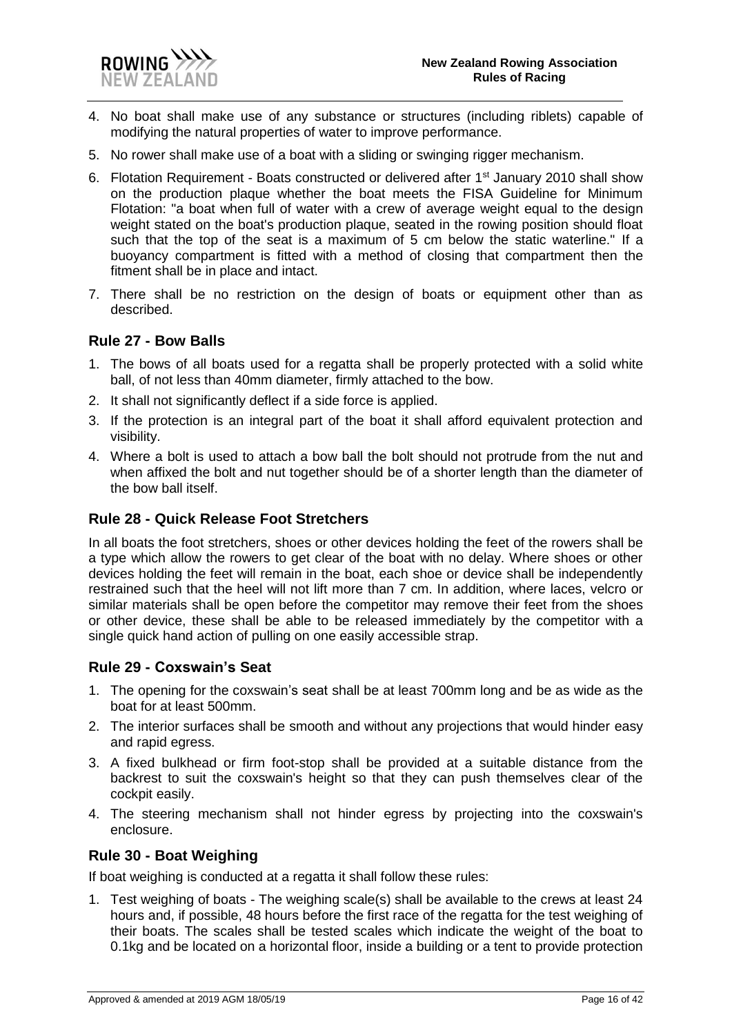4. No boat shall make use of any substance or structures (including riblets) capable of modifying the natural properties of water to improve performance.
5. No rower shall make use of a boat with a sliding or swinging rigger mechanism.
6. Flotation Requirement - Boats constructed or delivered after 1st January 2010 shall show on the production plaque whether the boat meets the FISA Guideline for Minimum Flotation: "a boat when full of water with a crew of average weight equal to the design weight stated on the boat's production plaque, seated in the rowing position should float such that the top of the seat is a maximum of 5 cm below the static waterline." If a buoyancy compartment is fitted with a method of closing that compartment then the fitment shall be in place and intact.
7. There shall be no restriction on the design of boats or equipment other than as described.

## Rule 27 - Bow Balls

1. The bows of all boats used for a regatta shall be properly protected with a solid white ball, of not less than 40mm diameter, firmly attached to the bow.
2. It shall not significantly deflect if a side force is applied.
3. If the protection is an integral part of the boat it shall afford equivalent protection and visibility.
4. Where a bolt is used to attach a bow ball the bolt should not protrude from the nut and when affixed the bolt and nut together should be of a shorter length than the diameter of the bow ball itself.

## Rule 28 - Quick Release Foot Stretchers

In all boats the foot stretchers, shoes or other devices holding the feet of the rowers shall be a type which allow the rowers to get clear of the boat with no delay. Where shoes or other devices holding the feet will remain in the boat, each shoe or device shall be independently restrained such that the heel will not lift more than 7 cm. In addition, where laces, velcro or similar materials shall be open before the competitor may remove their feet from the shoes or other device, these shall be able to be released immediately by the competitor with a single quick hand action of pulling on one easily accessible strap.

## Rule 29 - Coxswain's Seat

1. The opening for the coxswain's seat shall be at least 700mm long and be as wide as the boat for at least 500mm.
2. The interior surfaces shall be smooth and without any projections that would hinder easy and rapid egress.
3. A fixed bulkhead or firm foot-stop shall be provided at a suitable distance from the backrest to suit the coxswain's height so that they can push themselves clear of the cockpit easily.
4. The steering mechanism shall not hinder egress by projecting into the coxswain's enclosure.

## Rule 30 - Boat Weighing

If boat weighing is conducted at a regatta it shall follow these rules:

1. Test weighing of boats - The weighing scale(s) shall be available to the crews at least 24 hours and, if possible, 48 hours before the first race of the regatta for the test weighing of their boats. The scales shall be tested scales which indicate the weight of the boat to 0.1kg and be located on a horizontal floor, inside a building or a tent to provide protection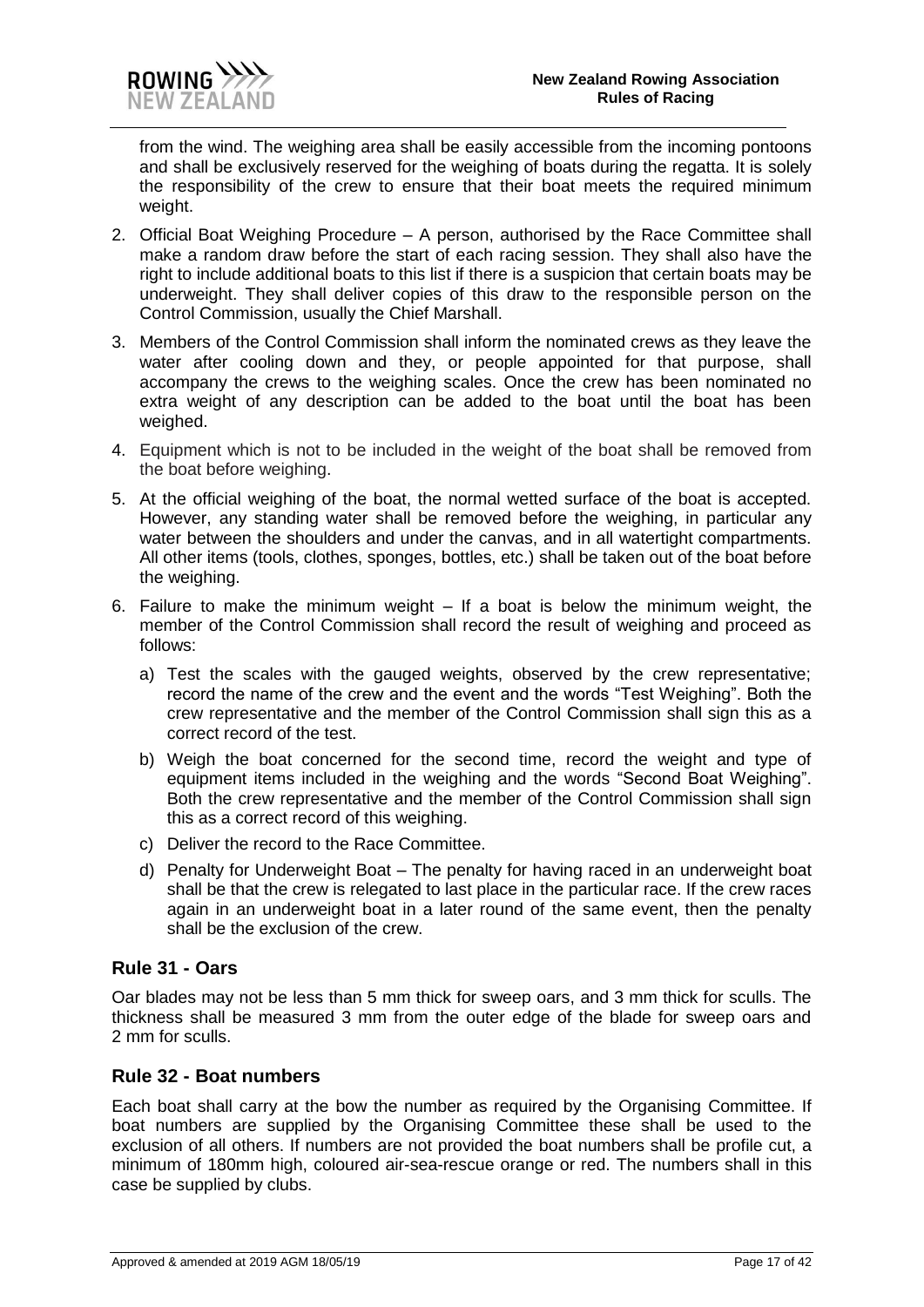from the wind. The weighing area shall be easily accessible from the incoming pontoons and shall be exclusively reserved for the weighing of boats during the regatta. It is solely the responsibility of the crew to ensure that their boat meets the required minimum weight.

2. Official Boat Weighing Procedure – A person, authorised by the Race Committee shall make a random draw before the start of each racing session. They shall also have the right to include additional boats to this list if there is a suspicion that certain boats may be underweight. They shall deliver copies of this draw to the responsible person on the Control Commission, usually the Chief Marshall.
3. Members of the Control Commission shall inform the nominated crews as they leave the water after cooling down and they, or people appointed for that purpose, shall accompany the crews to the weighing scales. Once the crew has been nominated no extra weight of any description can be added to the boat until the boat has been weighed.
4. Equipment which is not to be included in the weight of the boat shall be removed from the boat before weighing.
5. At the official weighing of the boat, the normal wetted surface of the boat is accepted. However, any standing water shall be removed before the weighing, in particular any water between the shoulders and under the canvas, and in all watertight compartments. All other items (tools, clothes, sponges, bottles, etc.) shall be taken out of the boat before the weighing.
6. Failure to make the minimum weight – If a boat is below the minimum weight, the member of the Control Commission shall record the result of weighing and proceed as follows:
   a) Test the scales with the gauged weights, observed by the crew representative; record the name of the crew and the event and the words "Test Weighing". Both the crew representative and the member of the Control Commission shall sign this as a correct record of the test.
   b) Weigh the boat concerned for the second time, record the weight and type of equipment items included in the weighing and the words "Second Boat Weighing". Both the crew representative and the member of the Control Commission shall sign this as a correct record of this weighing.
   c) Deliver the record to the Race Committee.
   d) Penalty for Underweight Boat – The penalty for having raced in an underweight boat shall be that the crew is relegated to last place in the particular race. If the crew races again in an underweight boat in a later round of the same event, then the penalty shall be the exclusion of the crew.

## Rule 31 - Oars

Oar blades may not be less than 5 mm thick for sweep oars, and 3 mm thick for sculls. The thickness shall be measured 3 mm from the outer edge of the blade for sweep oars and 2 mm for sculls.

## Rule 32 - Boat numbers

Each boat shall carry at the bow the number as required by the Organising Committee. If boat numbers are supplied by the Organising Committee these shall be used to the exclusion of all others. If numbers are not provided the boat numbers shall be profile cut, a minimum of 180mm high, coloured air-sea-rescue orange or red. The numbers shall in this case be supplied by clubs.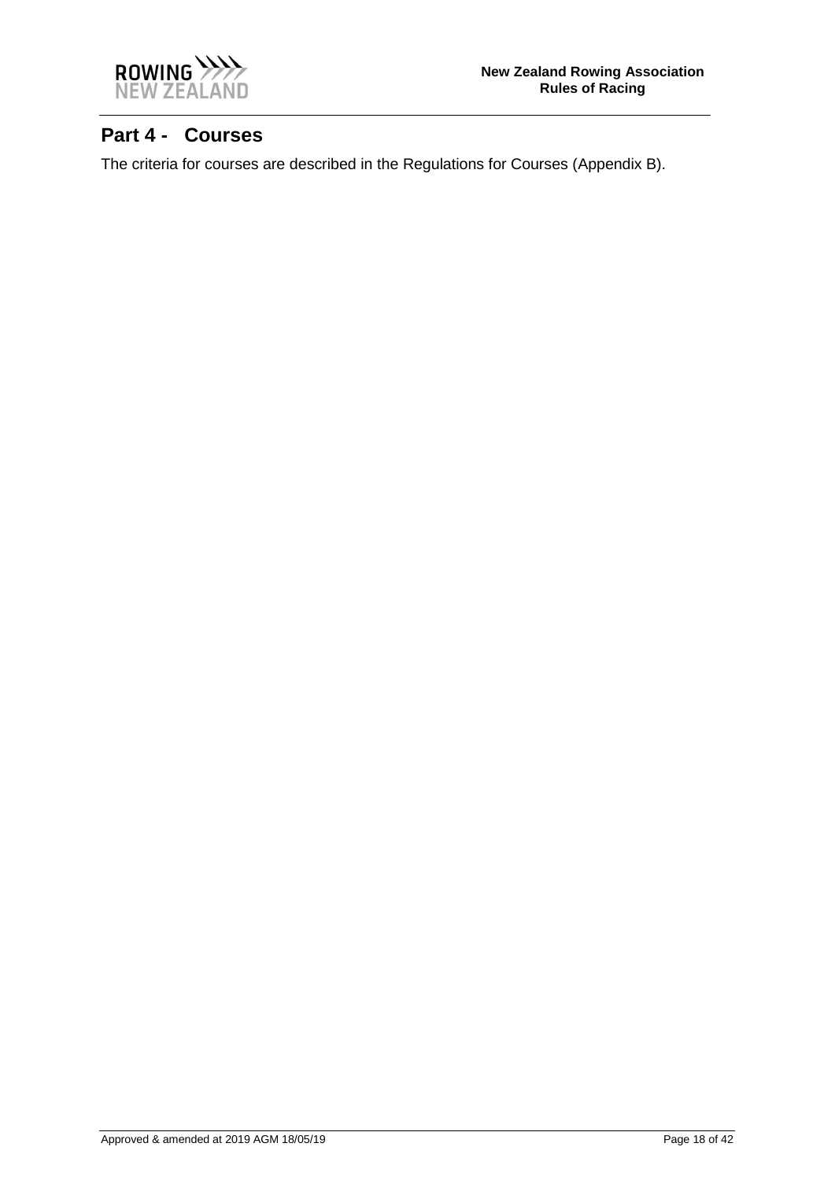# Part 4 - Courses

The criteria for courses are described in the Regulations for Courses (Appendix B).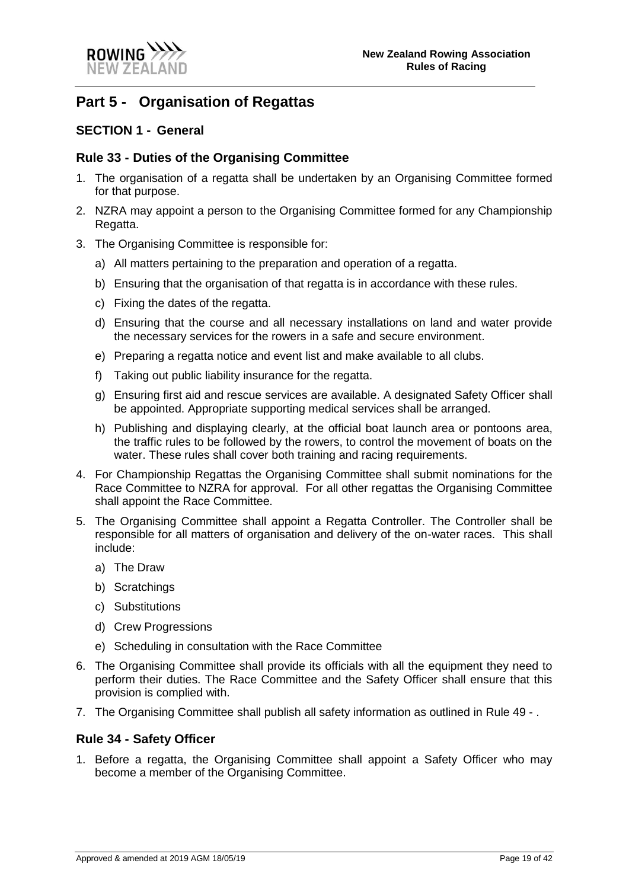# Part 5 - Organisation of Regattas

## SECTION 1 - General

### Rule 33 - Duties of the Organising Committee

1. The organisation of a regatta shall be undertaken by an Organising Committee formed for that purpose.
2. NZRA may appoint a person to the Organising Committee formed for any Championship Regatta.
3. The Organising Committee is responsible for:
   a) All matters pertaining to the preparation and operation of a regatta.
   b) Ensuring that the organisation of that regatta is in accordance with these rules.
   c) Fixing the dates of the regatta.
   d) Ensuring that the course and all necessary installations on land and water provide the necessary services for the rowers in a safe and secure environment.
   e) Preparing a regatta notice and event list and make available to all clubs.
   f) Taking out public liability insurance for the regatta.
   g) Ensuring first aid and rescue services are available. A designated Safety Officer shall be appointed. Appropriate supporting medical services shall be arranged.
   h) Publishing and displaying clearly, at the official boat launch area or pontoons area, the traffic rules to be followed by the rowers, to control the movement of boats on the water. These rules shall cover both training and racing requirements.
4. For Championship Regattas the Organising Committee shall submit nominations for the Race Committee to NZRA for approval. For all other regattas the Organising Committee shall appoint the Race Committee.
5. The Organising Committee shall appoint a Regatta Controller. The Controller shall be responsible for all matters of organisation and delivery of the on-water races. This shall include:
   a) The Draw
   b) Scratchings
   c) Substitutions
   d) Crew Progressions
   e) Scheduling in consultation with the Race Committee
6. The Organising Committee shall provide its officials with all the equipment they need to perform their duties. The Race Committee and the Safety Officer shall ensure that this provision is complied with.
7. The Organising Committee shall publish all safety information as outlined in Rule 49 - .

### Rule 34 - Safety Officer

1. Before a regatta, the Organising Committee shall appoint a Safety Officer who may become a member of the Organising Committee.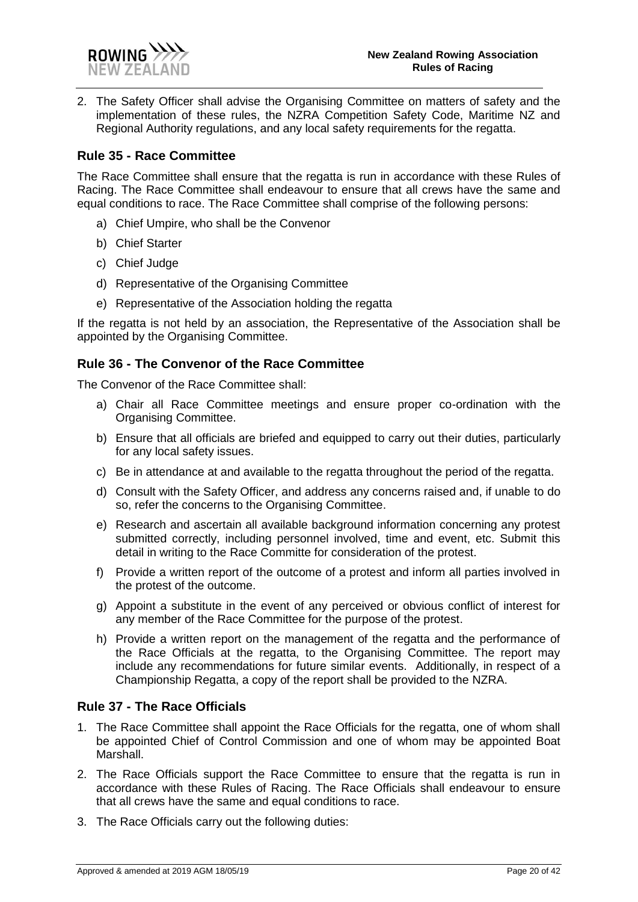2. The Safety Officer shall advise the Organising Committee on matters of safety and the implementation of these rules, the NZRA Competition Safety Code, Maritime NZ and Regional Authority regulations, and any local safety requirements for the regatta.

## Rule 35 - Race Committee

The Race Committee shall ensure that the regatta is run in accordance with these Rules of Racing. The Race Committee shall endeavour to ensure that all crews have the same and equal conditions to race. The Race Committee shall comprise of the following persons:

a) Chief Umpire, who shall be the Convenor

b) Chief Starter

c) Chief Judge

d) Representative of the Organising Committee

e) Representative of the Association holding the regatta

If the regatta is not held by an association, the Representative of the Association shall be appointed by the Organising Committee.

## Rule 36 - The Convenor of the Race Committee

The Convenor of the Race Committee shall:

a) Chair all Race Committee meetings and ensure proper co-ordination with the Organising Committee.

b) Ensure that all officials are briefed and equipped to carry out their duties, particularly for any local safety issues.

c) Be in attendance at and available to the regatta throughout the period of the regatta.

d) Consult with the Safety Officer, and address any concerns raised and, if unable to do so, refer the concerns to the Organising Committee.

e) Research and ascertain all available background information concerning any protest submitted correctly, including personnel involved, time and event, etc. Submit this detail in writing to the Race Committe for consideration of the protest.

f) Provide a written report of the outcome of a protest and inform all parties involved in the protest of the outcome.

g) Appoint a substitute in the event of any perceived or obvious conflict of interest for any member of the Race Committee for the purpose of the protest.

h) Provide a written report on the management of the regatta and the performance of the Race Officials at the regatta, to the Organising Committee. The report may include any recommendations for future similar events. Additionally, in respect of a Championship Regatta, a copy of the report shall be provided to the NZRA.

## Rule 37 - The Race Officials

1. The Race Committee shall appoint the Race Officials for the regatta, one of whom shall be appointed Chief of Control Commission and one of whom may be appointed Boat Marshall.
2. The Race Officials support the Race Committee to ensure that the regatta is run in accordance with these Rules of Racing. The Race Officials shall endeavour to ensure that all crews have the same and equal conditions to race.
3. The Race Officials carry out the following duties: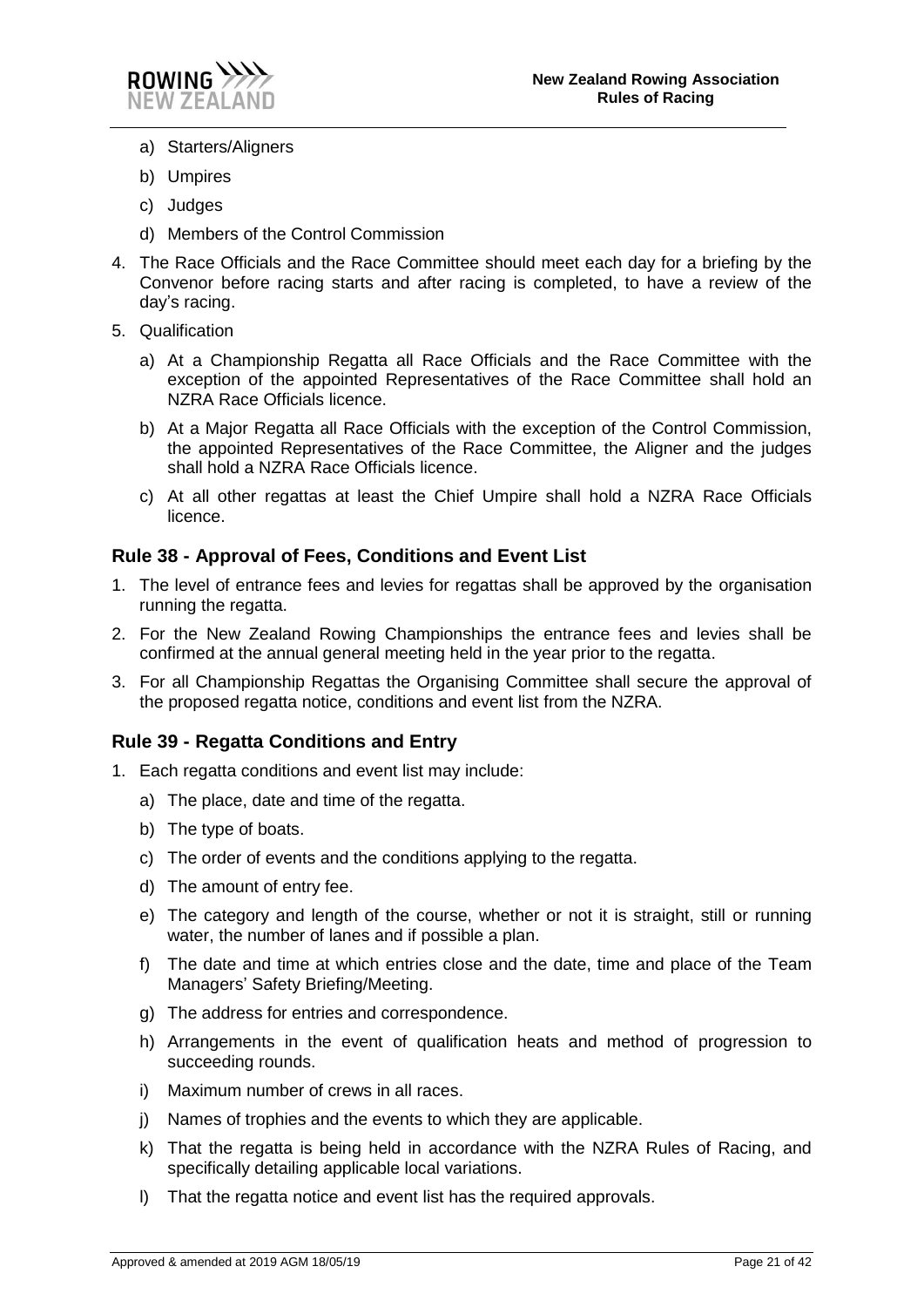a) Starters/Aligners

b) Umpires

c) Judges

d) Members of the Control Commission

4. The Race Officials and the Race Committee should meet each day for a briefing by the Convenor before racing starts and after racing is completed, to have a review of the day's racing.

5. Qualification

   a) At a Championship Regatta all Race Officials and the Race Committee with the exception of the appointed Representatives of the Race Committee shall hold an NZRA Race Officials licence.

   b) At a Major Regatta all Race Officials with the exception of the Control Commission, the appointed Representatives of the Race Committee, the Aligner and the judges shall hold a NZRA Race Officials licence.

   c) At all other regattas at least the Chief Umpire shall hold a NZRA Race Officials licence.

## Rule 38 - Approval of Fees, Conditions and Event List

1. The level of entrance fees and levies for regattas shall be approved by the organisation running the regatta.

2. For the New Zealand Rowing Championships the entrance fees and levies shall be confirmed at the annual general meeting held in the year prior to the regatta.

3. For all Championship Regattas the Organising Committee shall secure the approval of the proposed regatta notice, conditions and event list from the NZRA.

## Rule 39 - Regatta Conditions and Entry

1. Each regatta conditions and event list may include:

   a) The place, date and time of the regatta.

   b) The type of boats.

   c) The order of events and the conditions applying to the regatta.

   d) The amount of entry fee.

   e) The category and length of the course, whether or not it is straight, still or running water, the number of lanes and if possible a plan.

   f) The date and time at which entries close and the date, time and place of the Team Managers' Safety Briefing/Meeting.

   g) The address for entries and correspondence.

   h) Arrangements in the event of qualification heats and method of progression to succeeding rounds.

   i) Maximum number of crews in all races.

   j) Names of trophies and the events to which they are applicable.

   k) That the regatta is being held in accordance with the NZRA Rules of Racing, and specifically detailing applicable local variations.

   l) That the regatta notice and event list has the required approvals.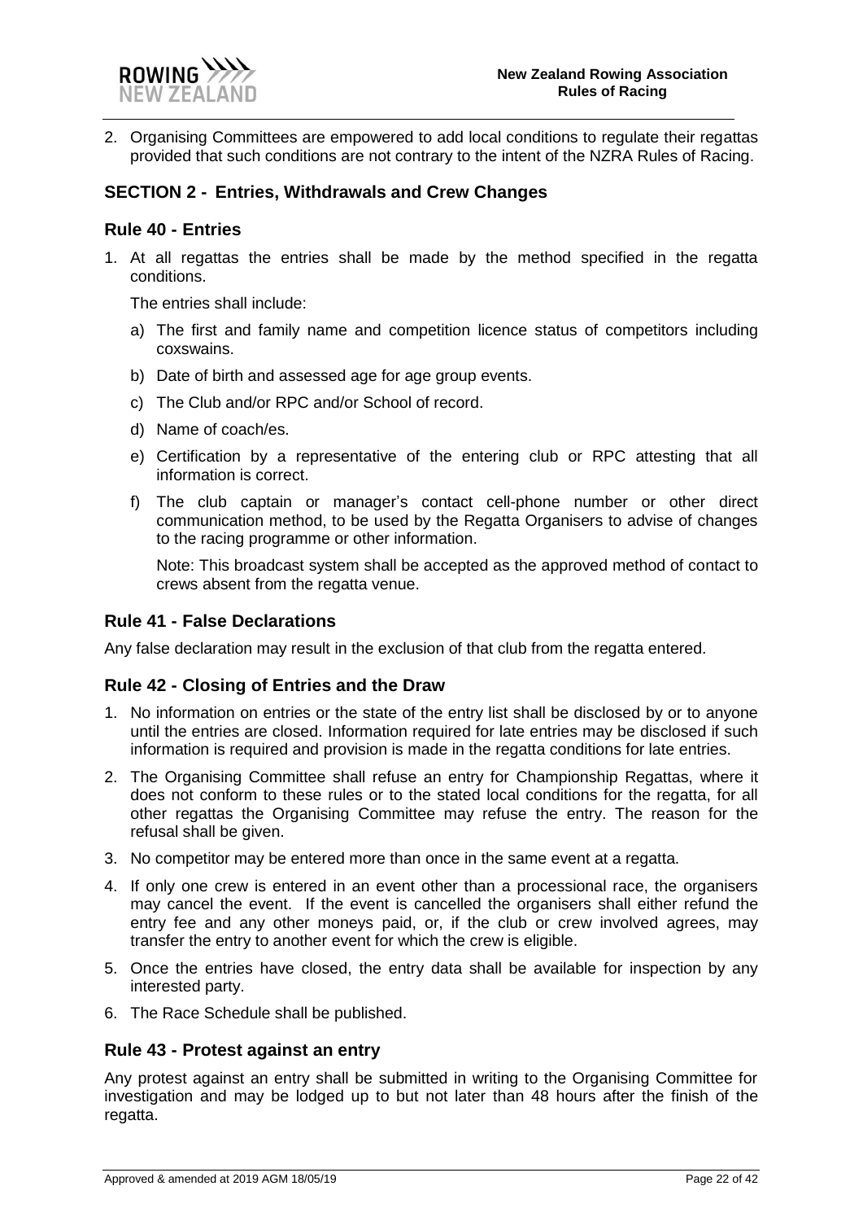2. Organising Committees are empowered to add local conditions to regulate their regattas provided that such conditions are not contrary to the intent of the NZRA Rules of Racing.

## SECTION 2 - Entries, Withdrawals and Crew Changes

### Rule 40 - Entries

1. At all regattas the entries shall be made by the method specified in the regatta conditions.

   The entries shall include:

   a) The first and family name and competition licence status of competitors including coxswains.

   b) Date of birth and assessed age for age group events.

   c) The Club and/or RPC and/or School of record.

   d) Name of coach/es.

   e) Certification by a representative of the entering club or RPC attesting that all information is correct.

   f) The club captain or manager's contact cell-phone number or other direct communication method, to be used by the Regatta Organisers to advise of changes to the racing programme or other information.

   Note: This broadcast system shall be accepted as the approved method of contact to crews absent from the regatta venue.

### Rule 41 - False Declarations

Any false declaration may result in the exclusion of that club from the regatta entered.

### Rule 42 - Closing of Entries and the Draw

1. No information on entries or the state of the entry list shall be disclosed by or to anyone until the entries are closed. Information required for late entries may be disclosed if such information is required and provision is made in the regatta conditions for late entries.
2. The Organising Committee shall refuse an entry for Championship Regattas, where it does not conform to these rules or to the stated local conditions for the regatta, for all other regattas the Organising Committee may refuse the entry. The reason for the refusal shall be given.
3. No competitor may be entered more than once in the same event at a regatta.
4. If only one crew is entered in an event other than a processional race, the organisers may cancel the event. If the event is cancelled the organisers shall either refund the entry fee and any other moneys paid, or, if the club or crew involved agrees, may transfer the entry to another event for which the crew is eligible.
5. Once the entries have closed, the entry data shall be available for inspection by any interested party.
6. The Race Schedule shall be published.

### Rule 43 - Protest against an entry

Any protest against an entry shall be submitted in writing to the Organising Committee for investigation and may be lodged up to but not later than 48 hours after the finish of the regatta.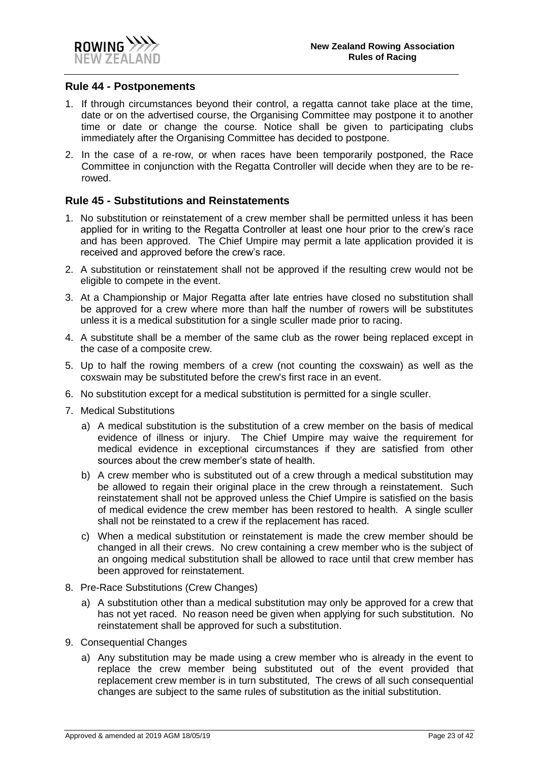## Rule 44 - Postponements

1. If through circumstances beyond their control, a regatta cannot take place at the time, date or on the advertised course, the Organising Committee may postpone it to another time or date or change the course. Notice shall be given to participating clubs immediately after the Organising Committee has decided to postpone.
2. In the case of a re-row, or when races have been temporarily postponed, the Race Committee in conjunction with the Regatta Controller will decide when they are to be re-rowed.

## Rule 45 - Substitutions and Reinstatements

1. No substitution or reinstatement of a crew member shall be permitted unless it has been applied for in writing to the Regatta Controller at least one hour prior to the crew's race and has been approved. The Chief Umpire may permit a late application provided it is received and approved before the crew's race.
2. A substitution or reinstatement shall not be approved if the resulting crew would not be eligible to compete in the event.
3. At a Championship or Major Regatta after late entries have closed no substitution shall be approved for a crew where more than half the number of rowers will be substitutes unless it is a medical substitution for a single sculler made prior to racing.
4. A substitute shall be a member of the same club as the rower being replaced except in the case of a composite crew.
5. Up to half the rowing members of a crew (not counting the coxswain) as well as the coxswain may be substituted before the crew's first race in an event.
6. No substitution except for a medical substitution is permitted for a single sculler.
7. Medical Substitutions
   a) A medical substitution is the substitution of a crew member on the basis of medical evidence of illness or injury. The Chief Umpire may waive the requirement for medical evidence in exceptional circumstances if they are satisfied from other sources about the crew member's state of health.
   b) A crew member who is substituted out of a crew through a medical substitution may be allowed to regain their original place in the crew through a reinstatement. Such reinstatement shall not be approved unless the Chief Umpire is satisfied on the basis of medical evidence the crew member has been restored to health. A single sculler shall not be reinstated to a crew if the replacement has raced.
   c) When a medical substitution or reinstatement is made the crew member should be changed in all their crews. No crew containing a crew member who is the subject of an ongoing medical substitution shall be allowed to race until that crew member has been approved for reinstatement.
8. Pre-Race Substitutions (Crew Changes)
   a) A substitution other than a medical substitution may only be approved for a crew that has not yet raced. No reason need be given when applying for such substitution. No reinstatement shall be approved for such a substitution.
9. Consequential Changes
   a) Any substitution may be made using a crew member who is already in the event to replace the crew member being substituted out of the event provided that replacement crew member is in turn substituted, The crews of all such consequential changes are subject to the same rules of substitution as the initial substitution.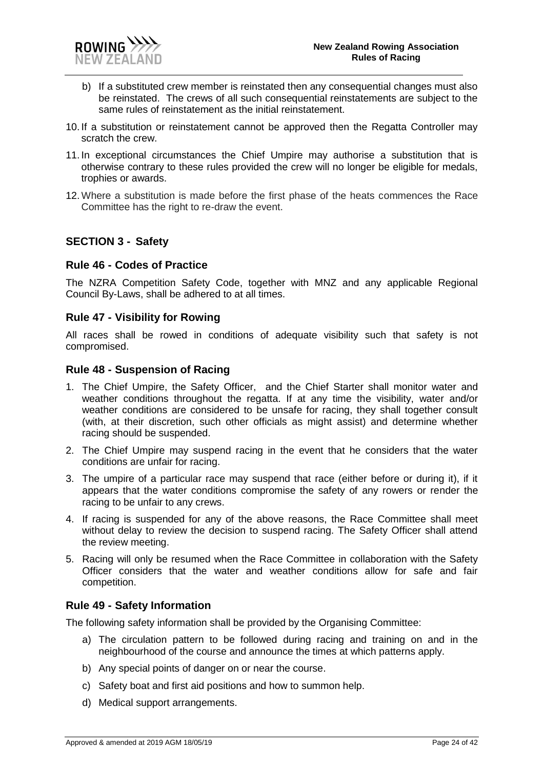b) If a substituted crew member is reinstated then any consequential changes must also be reinstated. The crews of all such consequential reinstatements are subject to the same rules of reinstatement as the initial reinstatement.

10. If a substitution or reinstatement cannot be approved then the Regatta Controller may scratch the crew.

11. In exceptional circumstances the Chief Umpire may authorise a substitution that is otherwise contrary to these rules provided the crew will no longer be eligible for medals, trophies or awards.

12. Where a substitution is made before the first phase of the heats commences the Race Committee has the right to re-draw the event.

## SECTION 3 - Safety

### Rule 46 - Codes of Practice

The NZRA Competition Safety Code, together with MNZ and any applicable Regional Council By-Laws, shall be adhered to at all times.

### Rule 47 - Visibility for Rowing

All races shall be rowed in conditions of adequate visibility such that safety is not compromised.

### Rule 48 - Suspension of Racing

1. The Chief Umpire, the Safety Officer, and the Chief Starter shall monitor water and weather conditions throughout the regatta. If at any time the visibility, water and/or weather conditions are considered to be unsafe for racing, they shall together consult (with, at their discretion, such other officials as might assist) and determine whether racing should be suspended.
2. The Chief Umpire may suspend racing in the event that he considers that the water conditions are unfair for racing.
3. The umpire of a particular race may suspend that race (either before or during it), if it appears that the water conditions compromise the safety of any rowers or render the racing to be unfair to any crews.
4. If racing is suspended for any of the above reasons, the Race Committee shall meet without delay to review the decision to suspend racing. The Safety Officer shall attend the review meeting.
5. Racing will only be resumed when the Race Committee in collaboration with the Safety Officer considers that the water and weather conditions allow for safe and fair competition.

### Rule 49 - Safety Information

The following safety information shall be provided by the Organising Committee:

a) The circulation pattern to be followed during racing and training on and in the neighbourhood of the course and announce the times at which patterns apply.

b) Any special points of danger on or near the course.

c) Safety boat and first aid positions and how to summon help.

d) Medical support arrangements.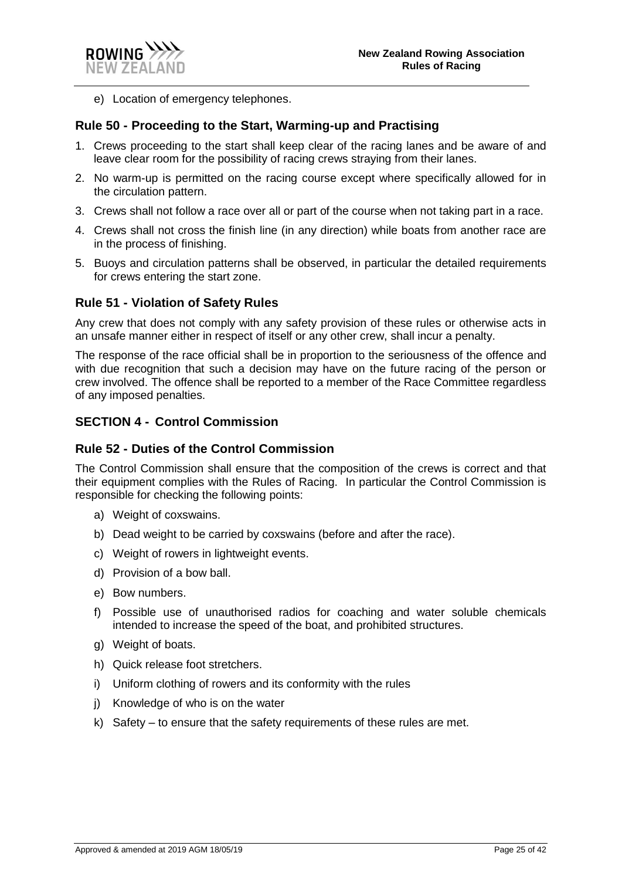e) Location of emergency telephones.

## Rule 50 - Proceeding to the Start, Warming-up and Practising

1. Crews proceeding to the start shall keep clear of the racing lanes and be aware of and leave clear room for the possibility of racing crews straying from their lanes.
2. No warm-up is permitted on the racing course except where specifically allowed for in the circulation pattern.
3. Crews shall not follow a race over all or part of the course when not taking part in a race.
4. Crews shall not cross the finish line (in any direction) while boats from another race are in the process of finishing.
5. Buoys and circulation patterns shall be observed, in particular the detailed requirements for crews entering the start zone.

## Rule 51 - Violation of Safety Rules

Any crew that does not comply with any safety provision of these rules or otherwise acts in an unsafe manner either in respect of itself or any other crew, shall incur a penalty.

The response of the race official shall be in proportion to the seriousness of the offence and with due recognition that such a decision may have on the future racing of the person or crew involved. The offence shall be reported to a member of the Race Committee regardless of any imposed penalties.

# SECTION 4 - Control Commission

## Rule 52 - Duties of the Control Commission

The Control Commission shall ensure that the composition of the crews is correct and that their equipment complies with the Rules of Racing. In particular the Control Commission is responsible for checking the following points:

a) Weight of coxswains.
b) Dead weight to be carried by coxswains (before and after the race).
c) Weight of rowers in lightweight events.
d) Provision of a bow ball.
e) Bow numbers.
f) Possible use of unauthorised radios for coaching and water soluble chemicals intended to increase the speed of the boat, and prohibited structures.
g) Weight of boats.
h) Quick release foot stretchers.
i) Uniform clothing of rowers and its conformity with the rules
j) Knowledge of who is on the water
k) Safety – to ensure that the safety requirements of these rules are met.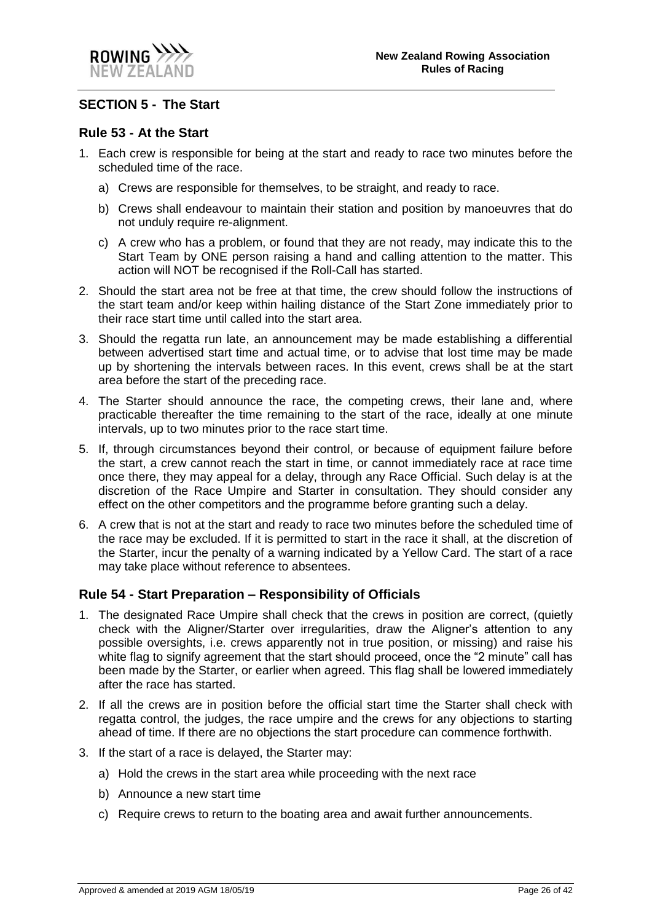## SECTION 5 - The Start

### Rule 53 - At the Start

1. Each crew is responsible for being at the start and ready to race two minutes before the scheduled time of the race.
   a) Crews are responsible for themselves, to be straight, and ready to race.
   b) Crews shall endeavour to maintain their station and position by manoeuvres that do not unduly require re-alignment.
   c) A crew who has a problem, or found that they are not ready, may indicate this to the Start Team by ONE person raising a hand and calling attention to the matter. This action will NOT be recognised if the Roll-Call has started.
2. Should the start area not be free at that time, the crew should follow the instructions of the start team and/or keep within hailing distance of the Start Zone immediately prior to their race start time until called into the start area.
3. Should the regatta run late, an announcement may be made establishing a differential between advertised start time and actual time, or to advise that lost time may be made up by shortening the intervals between races. In this event, crews shall be at the start area before the start of the preceding race.
4. The Starter should announce the race, the competing crews, their lane and, where practicable thereafter the time remaining to the start of the race, ideally at one minute intervals, up to two minutes prior to the race start time.
5. If, through circumstances beyond their control, or because of equipment failure before the start, a crew cannot reach the start in time, or cannot immediately race at race time once there, they may appeal for a delay, through any Race Official. Such delay is at the discretion of the Race Umpire and Starter in consultation. They should consider any effect on the other competitors and the programme before granting such a delay.
6. A crew that is not at the start and ready to race two minutes before the scheduled time of the race may be excluded. If it is permitted to start in the race it shall, at the discretion of the Starter, incur the penalty of a warning indicated by a Yellow Card. The start of a race may take place without reference to absentees.

### Rule 54 - Start Preparation – Responsibility of Officials

1. The designated Race Umpire shall check that the crews in position are correct, (quietly check with the Aligner/Starter over irregularities, draw the Aligner's attention to any possible oversights, i.e. crews apparently not in true position, or missing) and raise his white flag to signify agreement that the start should proceed, once the "2 minute" call has been made by the Starter, or earlier when agreed. This flag shall be lowered immediately after the race has started.
2. If all the crews are in position before the official start time the Starter shall check with regatta control, the judges, the race umpire and the crews for any objections to starting ahead of time. If there are no objections the start procedure can commence forthwith.
3. If the start of a race is delayed, the Starter may:
   a) Hold the crews in the start area while proceeding with the next race
   b) Announce a new start time
   c) Require crews to return to the boating area and await further announcements.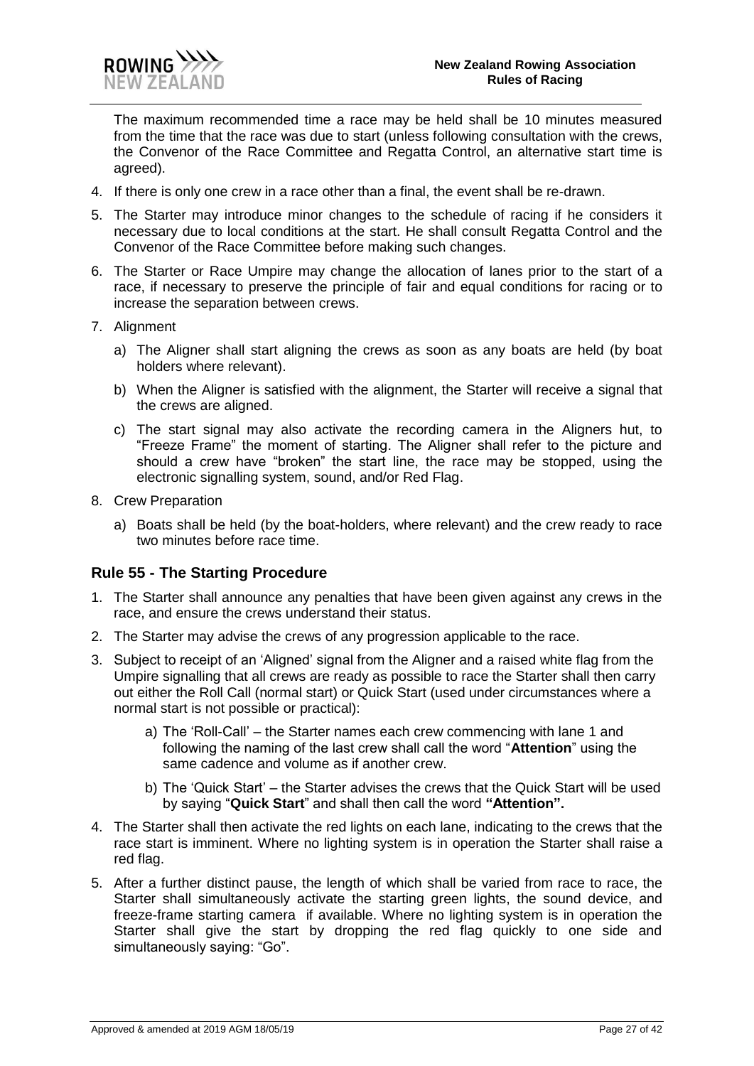The maximum recommended time a race may be held shall be 10 minutes measured from the time that the race was due to start (unless following consultation with the crews, the Convenor of the Race Committee and Regatta Control, an alternative start time is agreed).

4. If there is only one crew in a race other than a final, the event shall be re-drawn.
5. The Starter may introduce minor changes to the schedule of racing if he considers it necessary due to local conditions at the start. He shall consult Regatta Control and the Convenor of the Race Committee before making such changes.
6. The Starter or Race Umpire may change the allocation of lanes prior to the start of a race, if necessary to preserve the principle of fair and equal conditions for racing or to increase the separation between crews.
7. Alignment
   a) The Aligner shall start aligning the crews as soon as any boats are held (by boat holders where relevant).
   b) When the Aligner is satisfied with the alignment, the Starter will receive a signal that the crews are aligned.
   c) The start signal may also activate the recording camera in the Aligners hut, to "Freeze Frame" the moment of starting. The Aligner shall refer to the picture and should a crew have "broken" the start line, the race may be stopped, using the electronic signalling system, sound, and/or Red Flag.
8. Crew Preparation
   a) Boats shall be held (by the boat-holders, where relevant) and the crew ready to race two minutes before race time.

## Rule 55 - The Starting Procedure

1. The Starter shall announce any penalties that have been given against any crews in the race, and ensure the crews understand their status.
2. The Starter may advise the crews of any progression applicable to the race.
3. Subject to receipt of an 'Aligned' signal from the Aligner and a raised white flag from the Umpire signalling that all crews are ready as possible to race the Starter shall then carry out either the Roll Call (normal start) or Quick Start (used under circumstances where a normal start is not possible or practical):
   a) The 'Roll-Call' – the Starter names each crew commencing with lane 1 and following the naming of the last crew shall call the word "**Attention**" using the same cadence and volume as if another crew.
   b) The 'Quick Start' – the Starter advises the crews that the Quick Start will be used by saying "**Quick Start**" and shall then call the word **"Attention".**
4. The Starter shall then activate the red lights on each lane, indicating to the crews that the race start is imminent. Where no lighting system is in operation the Starter shall raise a red flag.
5. After a further distinct pause, the length of which shall be varied from race to race, the Starter shall simultaneously activate the starting green lights, the sound device, and freeze-frame starting camera if available. Where no lighting system is in operation the Starter shall give the start by dropping the red flag quickly to one side and simultaneously saying: "Go".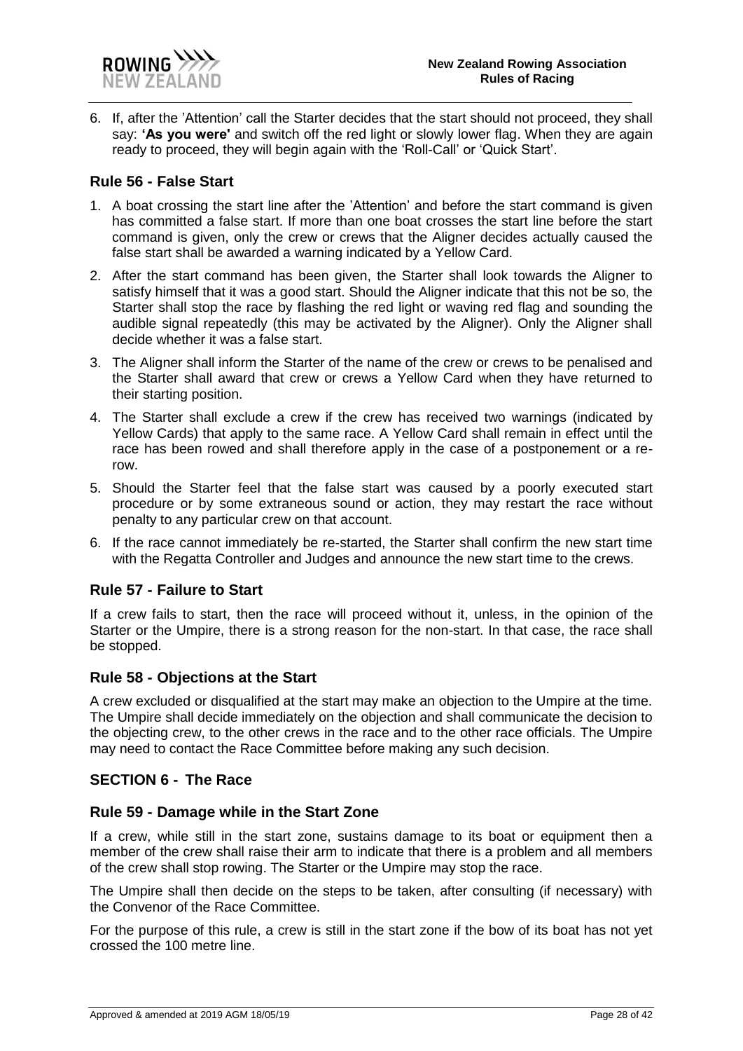6. If, after the 'Attention' call the Starter decides that the start should not proceed, they shall say: **'As you were'** and switch off the red light or slowly lower flag. When they are again ready to proceed, they will begin again with the 'Roll-Call' or 'Quick Start'.

## Rule 56 - False Start

1. A boat crossing the start line after the 'Attention' and before the start command is given has committed a false start. If more than one boat crosses the start line before the start command is given, only the crew or crews that the Aligner decides actually caused the false start shall be awarded a warning indicated by a Yellow Card.
2. After the start command has been given, the Starter shall look towards the Aligner to satisfy himself that it was a good start. Should the Aligner indicate that this not be so, the Starter shall stop the race by flashing the red light or waving red flag and sounding the audible signal repeatedly (this may be activated by the Aligner). Only the Aligner shall decide whether it was a false start.
3. The Aligner shall inform the Starter of the name of the crew or crews to be penalised and the Starter shall award that crew or crews a Yellow Card when they have returned to their starting position.
4. The Starter shall exclude a crew if the crew has received two warnings (indicated by Yellow Cards) that apply to the same race. A Yellow Card shall remain in effect until the race has been rowed and shall therefore apply in the case of a postponement or a re-row.
5. Should the Starter feel that the false start was caused by a poorly executed start procedure or by some extraneous sound or action, they may restart the race without penalty to any particular crew on that account.
6. If the race cannot immediately be re-started, the Starter shall confirm the new start time with the Regatta Controller and Judges and announce the new start time to the crews.

## Rule 57 - Failure to Start

If a crew fails to start, then the race will proceed without it, unless, in the opinion of the Starter or the Umpire, there is a strong reason for the non-start. In that case, the race shall be stopped.

## Rule 58 - Objections at the Start

A crew excluded or disqualified at the start may make an objection to the Umpire at the time. The Umpire shall decide immediately on the objection and shall communicate the decision to the objecting crew, to the other crews in the race and to the other race officials. The Umpire may need to contact the Race Committee before making any such decision.

## SECTION 6 - The Race

## Rule 59 - Damage while in the Start Zone

If a crew, while still in the start zone, sustains damage to its boat or equipment then a member of the crew shall raise their arm to indicate that there is a problem and all members of the crew shall stop rowing. The Starter or the Umpire may stop the race.

The Umpire shall then decide on the steps to be taken, after consulting (if necessary) with the Convenor of the Race Committee.

For the purpose of this rule, a crew is still in the start zone if the bow of its boat has not yet crossed the 100 metre line.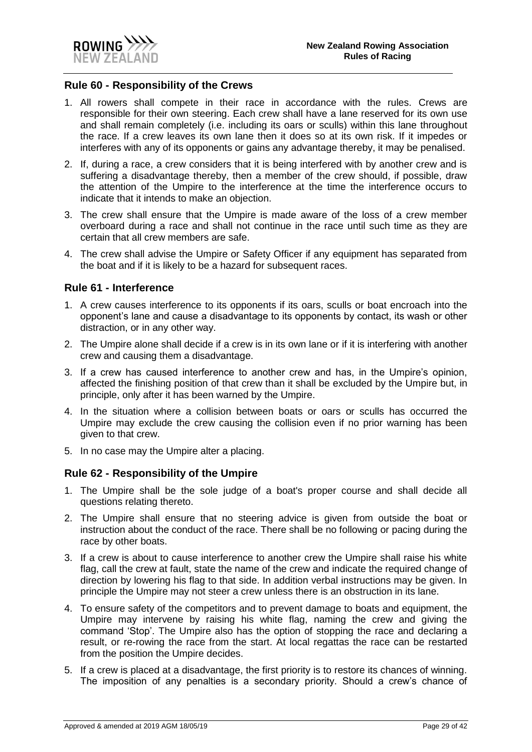## Rule 60 - Responsibility of the Crews

1. All rowers shall compete in their race in accordance with the rules. Crews are responsible for their own steering. Each crew shall have a lane reserved for its own use and shall remain completely (i.e. including its oars or sculls) within this lane throughout the race. If a crew leaves its own lane then it does so at its own risk. If it impedes or interferes with any of its opponents or gains any advantage thereby, it may be penalised.
2. If, during a race, a crew considers that it is being interfered with by another crew and is suffering a disadvantage thereby, then a member of the crew should, if possible, draw the attention of the Umpire to the interference at the time the interference occurs to indicate that it intends to make an objection.
3. The crew shall ensure that the Umpire is made aware of the loss of a crew member overboard during a race and shall not continue in the race until such time as they are certain that all crew members are safe.
4. The crew shall advise the Umpire or Safety Officer if any equipment has separated from the boat and if it is likely to be a hazard for subsequent races.

## Rule 61 - Interference

1. A crew causes interference to its opponents if its oars, sculls or boat encroach into the opponent's lane and cause a disadvantage to its opponents by contact, its wash or other distraction, or in any other way.
2. The Umpire alone shall decide if a crew is in its own lane or if it is interfering with another crew and causing them a disadvantage.
3. If a crew has caused interference to another crew and has, in the Umpire's opinion, affected the finishing position of that crew than it shall be excluded by the Umpire but, in principle, only after it has been warned by the Umpire.
4. In the situation where a collision between boats or oars or sculls has occurred the Umpire may exclude the crew causing the collision even if no prior warning has been given to that crew.
5. In no case may the Umpire alter a placing.

## Rule 62 - Responsibility of the Umpire

1. The Umpire shall be the sole judge of a boat's proper course and shall decide all questions relating thereto.
2. The Umpire shall ensure that no steering advice is given from outside the boat or instruction about the conduct of the race. There shall be no following or pacing during the race by other boats.
3. If a crew is about to cause interference to another crew the Umpire shall raise his white flag, call the crew at fault, state the name of the crew and indicate the required change of direction by lowering his flag to that side. In addition verbal instructions may be given. In principle the Umpire may not steer a crew unless there is an obstruction in its lane.
4. To ensure safety of the competitors and to prevent damage to boats and equipment, the Umpire may intervene by raising his white flag, naming the crew and giving the command 'Stop'. The Umpire also has the option of stopping the race and declaring a result, or re-rowing the race from the start. At local regattas the race can be restarted from the position the Umpire decides.
5. If a crew is placed at a disadvantage, the first priority is to restore its chances of winning. The imposition of any penalties is a secondary priority. Should a crew's chance of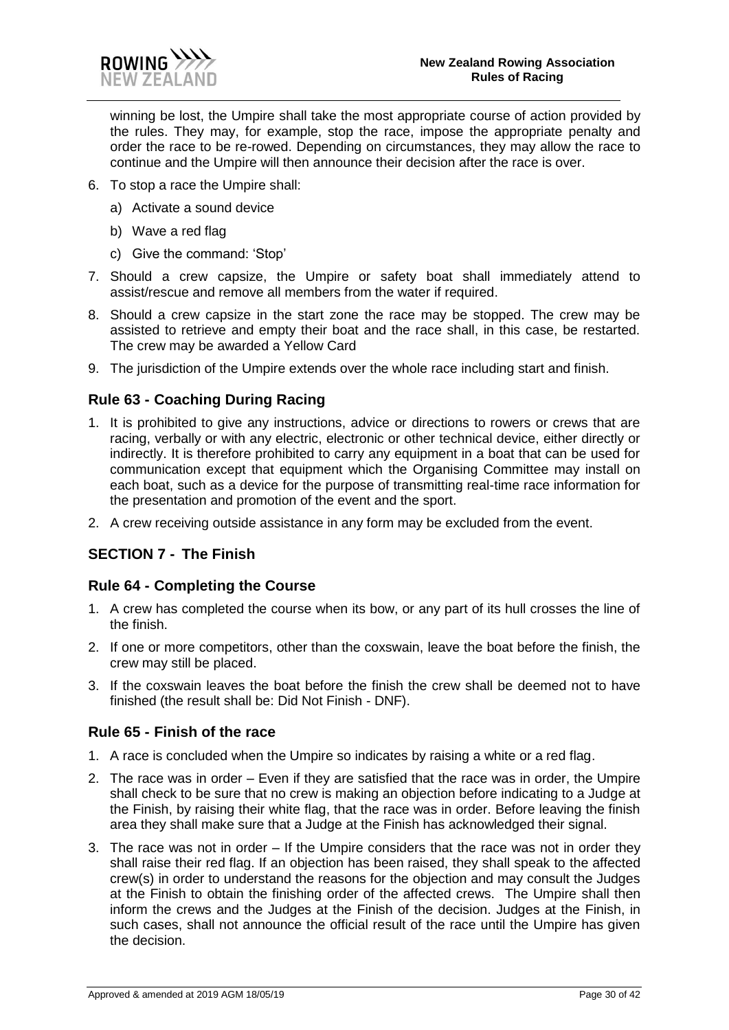winning be lost, the Umpire shall take the most appropriate course of action provided by the rules. They may, for example, stop the race, impose the appropriate penalty and order the race to be re-rowed. Depending on circumstances, they may allow the race to continue and the Umpire will then announce their decision after the race is over.

6. To stop a race the Umpire shall:
   a) Activate a sound device
   b) Wave a red flag
   c) Give the command: 'Stop'
7. Should a crew capsize, the Umpire or safety boat shall immediately attend to assist/rescue and remove all members from the water if required.
8. Should a crew capsize in the start zone the race may be stopped. The crew may be assisted to retrieve and empty their boat and the race shall, in this case, be restarted. The crew may be awarded a Yellow Card
9. The jurisdiction of the Umpire extends over the whole race including start and finish.

### Rule 63 - Coaching During Racing

1. It is prohibited to give any instructions, advice or directions to rowers or crews that are racing, verbally or with any electric, electronic or other technical device, either directly or indirectly. It is therefore prohibited to carry any equipment in a boat that can be used for communication except that equipment which the Organising Committee may install on each boat, such as a device for the purpose of transmitting real-time race information for the presentation and promotion of the event and the sport.
2. A crew receiving outside assistance in any form may be excluded from the event.

## SECTION 7 - The Finish

### Rule 64 - Completing the Course

1. A crew has completed the course when its bow, or any part of its hull crosses the line of the finish.
2. If one or more competitors, other than the coxswain, leave the boat before the finish, the crew may still be placed.
3. If the coxswain leaves the boat before the finish the crew shall be deemed not to have finished (the result shall be: Did Not Finish - DNF).

### Rule 65 - Finish of the race

1. A race is concluded when the Umpire so indicates by raising a white or a red flag.
2. The race was in order – Even if they are satisfied that the race was in order, the Umpire shall check to be sure that no crew is making an objection before indicating to a Judge at the Finish, by raising their white flag, that the race was in order. Before leaving the finish area they shall make sure that a Judge at the Finish has acknowledged their signal.
3. The race was not in order – If the Umpire considers that the race was not in order they shall raise their red flag. If an objection has been raised, they shall speak to the affected crew(s) in order to understand the reasons for the objection and may consult the Judges at the Finish to obtain the finishing order of the affected crews. The Umpire shall then inform the crews and the Judges at the Finish of the decision. Judges at the Finish, in such cases, shall not announce the official result of the race until the Umpire has given the decision.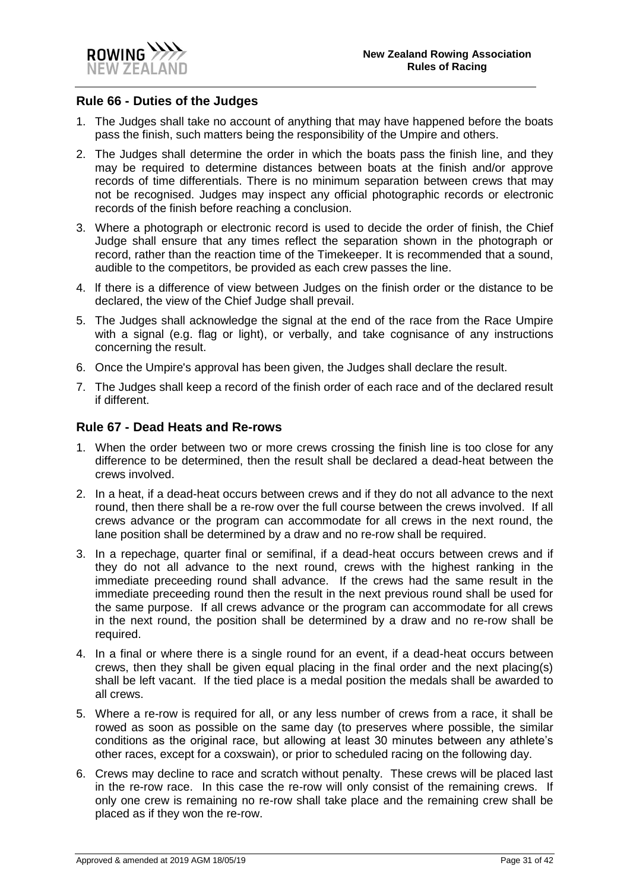## Rule 66 - Duties of the Judges

1. The Judges shall take no account of anything that may have happened before the boats pass the finish, such matters being the responsibility of the Umpire and others.
2. The Judges shall determine the order in which the boats pass the finish line, and they may be required to determine distances between boats at the finish and/or approve records of time differentials. There is no minimum separation between crews that may not be recognised. Judges may inspect any official photographic records or electronic records of the finish before reaching a conclusion.
3. Where a photograph or electronic record is used to decide the order of finish, the Chief Judge shall ensure that any times reflect the separation shown in the photograph or record, rather than the reaction time of the Timekeeper. It is recommended that a sound, audible to the competitors, be provided as each crew passes the line.
4. lf there is a difference of view between Judges on the finish order or the distance to be declared, the view of the Chief Judge shall prevail.
5. The Judges shall acknowledge the signal at the end of the race from the Race Umpire with a signal (e.g. flag or light), or verbally, and take cognisance of any instructions concerning the result.
6. Once the Umpire's approval has been given, the Judges shall declare the result.
7. The Judges shall keep a record of the finish order of each race and of the declared result if different.

## Rule 67 - Dead Heats and Re-rows

1. When the order between two or more crews crossing the finish line is too close for any difference to be determined, then the result shall be declared a dead-heat between the crews involved.
2. In a heat, if a dead-heat occurs between crews and if they do not all advance to the next round, then there shall be a re-row over the full course between the crews involved. If all crews advance or the program can accommodate for all crews in the next round, the lane position shall be determined by a draw and no re-row shall be required.
3. In a repechage, quarter final or semifinal, if a dead-heat occurs between crews and if they do not all advance to the next round, crews with the highest ranking in the immediate preceeding round shall advance. If the crews had the same result in the immediate preceeding round then the result in the next previous round shall be used for the same purpose. If all crews advance or the program can accommodate for all crews in the next round, the position shall be determined by a draw and no re-row shall be required.
4. In a final or where there is a single round for an event, if a dead-heat occurs between crews, then they shall be given equal placing in the final order and the next placing(s) shall be left vacant. If the tied place is a medal position the medals shall be awarded to all crews.
5. Where a re-row is required for all, or any less number of crews from a race, it shall be rowed as soon as possible on the same day (to preserves where possible, the similar conditions as the original race, but allowing at least 30 minutes between any athlete's other races, except for a coxswain), or prior to scheduled racing on the following day.
6. Crews may decline to race and scratch without penalty. These crews will be placed last in the re-row race. In this case the re-row will only consist of the remaining crews. If only one crew is remaining no re-row shall take place and the remaining crew shall be placed as if they won the re-row.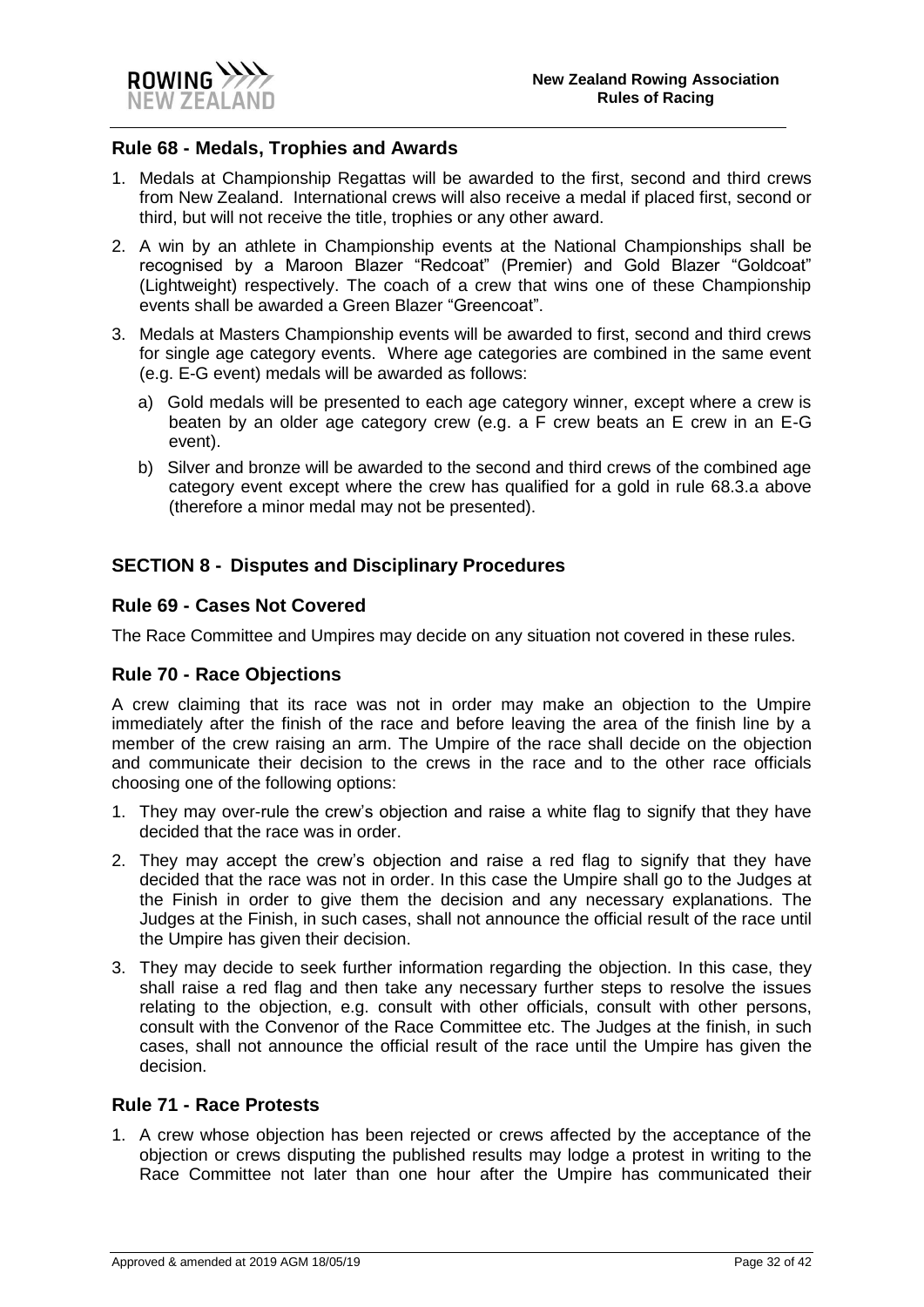## Rule 68 - Medals, Trophies and Awards

1. Medals at Championship Regattas will be awarded to the first, second and third crews from New Zealand. International crews will also receive a medal if placed first, second or third, but will not receive the title, trophies or any other award.
2. A win by an athlete in Championship events at the National Championships shall be recognised by a Maroon Blazer "Redcoat" (Premier) and Gold Blazer "Goldcoat" (Lightweight) respectively. The coach of a crew that wins one of these Championship events shall be awarded a Green Blazer "Greencoat".
3. Medals at Masters Championship events will be awarded to first, second and third crews for single age category events. Where age categories are combined in the same event (e.g. E-G event) medals will be awarded as follows:
   a) Gold medals will be presented to each age category winner, except where a crew is beaten by an older age category crew (e.g. a F crew beats an E crew in an E-G event).
   b) Silver and bronze will be awarded to the second and third crews of the combined age category event except where the crew has qualified for a gold in rule 68.3.a above (therefore a minor medal may not be presented).

## SECTION 8 - Disputes and Disciplinary Procedures

## Rule 69 - Cases Not Covered

The Race Committee and Umpires may decide on any situation not covered in these rules.

## Rule 70 - Race Objections

A crew claiming that its race was not in order may make an objection to the Umpire immediately after the finish of the race and before leaving the area of the finish line by a member of the crew raising an arm. The Umpire of the race shall decide on the objection and communicate their decision to the crews in the race and to the other race officials choosing one of the following options:

1. They may over-rule the crew's objection and raise a white flag to signify that they have decided that the race was in order.
2. They may accept the crew's objection and raise a red flag to signify that they have decided that the race was not in order. In this case the Umpire shall go to the Judges at the Finish in order to give them the decision and any necessary explanations. The Judges at the Finish, in such cases, shall not announce the official result of the race until the Umpire has given their decision.
3. They may decide to seek further information regarding the objection. In this case, they shall raise a red flag and then take any necessary further steps to resolve the issues relating to the objection, e.g. consult with other officials, consult with other persons, consult with the Convenor of the Race Committee etc. The Judges at the finish, in such cases, shall not announce the official result of the race until the Umpire has given the decision.

## Rule 71 - Race Protests

1. A crew whose objection has been rejected or crews affected by the acceptance of the objection or crews disputing the published results may lodge a protest in writing to the Race Committee not later than one hour after the Umpire has communicated their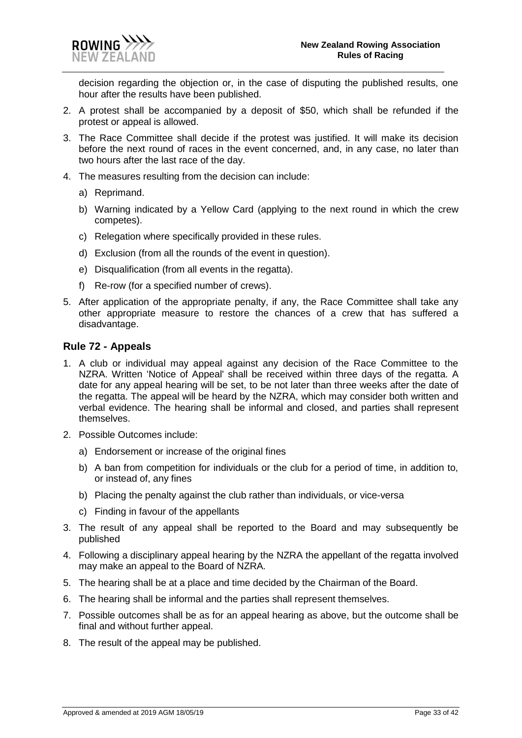decision regarding the objection or, in the case of disputing the published results, one hour after the results have been published.

2. A protest shall be accompanied by a deposit of $50, which shall be refunded if the protest or appeal is allowed.
3. The Race Committee shall decide if the protest was justified. It will make its decision before the next round of races in the event concerned, and, in any case, no later than two hours after the last race of the day.
4. The measures resulting from the decision can include:
   a) Reprimand.
   b) Warning indicated by a Yellow Card (applying to the next round in which the crew competes).
   c) Relegation where specifically provided in these rules.
   d) Exclusion (from all the rounds of the event in question).
   e) Disqualification (from all events in the regatta).
   f) Re-row (for a specified number of crews).
5. After application of the appropriate penalty, if any, the Race Committee shall take any other appropriate measure to restore the chances of a crew that has suffered a disadvantage.

### Rule 72 - Appeals

1. A club or individual may appeal against any decision of the Race Committee to the NZRA. Written 'Notice of Appeal' shall be received within three days of the regatta. A date for any appeal hearing will be set, to be not later than three weeks after the date of the regatta. The appeal will be heard by the NZRA, which may consider both written and verbal evidence. The hearing shall be informal and closed, and parties shall represent themselves.
2. Possible Outcomes include:
   a) Endorsement or increase of the original fines
   b) A ban from competition for individuals or the club for a period of time, in addition to, or instead of, any fines
   b) Placing the penalty against the club rather than individuals, or vice-versa
   c) Finding in favour of the appellants
3. The result of any appeal shall be reported to the Board and may subsequently be published
4. Following a disciplinary appeal hearing by the NZRA the appellant of the regatta involved may make an appeal to the Board of NZRA.
5. The hearing shall be at a place and time decided by the Chairman of the Board.
6. The hearing shall be informal and the parties shall represent themselves.
7. Possible outcomes shall be as for an appeal hearing as above, but the outcome shall be final and without further appeal.
8. The result of the appeal may be published.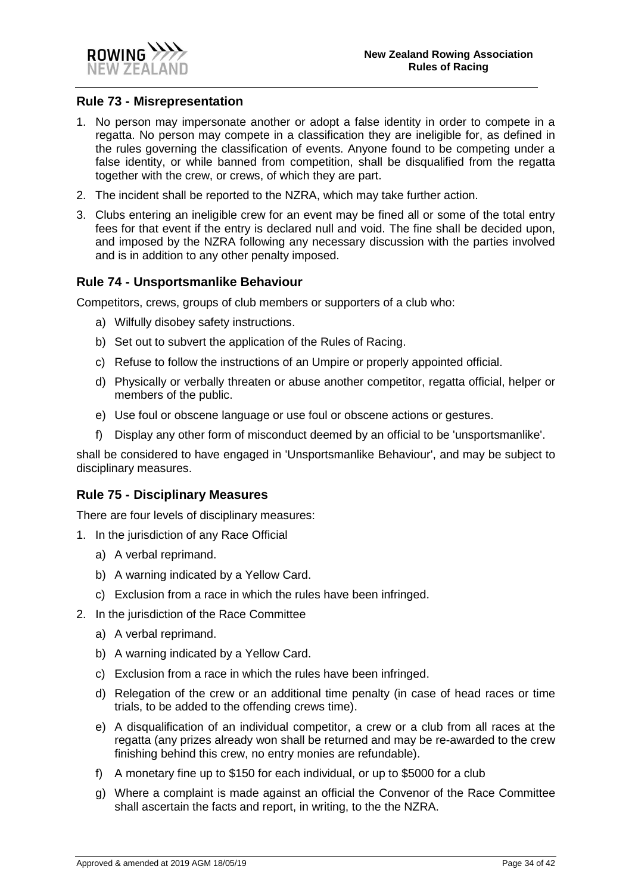## Rule 73 - Misrepresentation

1. No person may impersonate another or adopt a false identity in order to compete in a regatta. No person may compete in a classification they are ineligible for, as defined in the rules governing the classification of events. Anyone found to be competing under a false identity, or while banned from competition, shall be disqualified from the regatta together with the crew, or crews, of which they are part.
2. The incident shall be reported to the NZRA, which may take further action.
3. Clubs entering an ineligible crew for an event may be fined all or some of the total entry fees for that event if the entry is declared null and void. The fine shall be decided upon, and imposed by the NZRA following any necessary discussion with the parties involved and is in addition to any other penalty imposed.

## Rule 74 - Unsportsmanlike Behaviour

Competitors, crews, groups of club members or supporters of a club who:

a) Wilfully disobey safety instructions.

b) Set out to subvert the application of the Rules of Racing.

c) Refuse to follow the instructions of an Umpire or properly appointed official.

d) Physically or verbally threaten or abuse another competitor, regatta official, helper or members of the public.

e) Use foul or obscene language or use foul or obscene actions or gestures.

f) Display any other form of misconduct deemed by an official to be 'unsportsmanlike'.

shall be considered to have engaged in 'Unsportsmanlike Behaviour', and may be subject to disciplinary measures.

## Rule 75 - Disciplinary Measures

There are four levels of disciplinary measures:

1. In the jurisdiction of any Race Official
   a) A verbal reprimand.
   b) A warning indicated by a Yellow Card.
   c) Exclusion from a race in which the rules have been infringed.
2. In the jurisdiction of the Race Committee
   a) A verbal reprimand.
   b) A warning indicated by a Yellow Card.
   c) Exclusion from a race in which the rules have been infringed.
   d) Relegation of the crew or an additional time penalty (in case of head races or time trials, to be added to the offending crews time).
   e) A disqualification of an individual competitor, a crew or a club from all races at the regatta (any prizes already won shall be returned and may be re-awarded to the crew finishing behind this crew, no entry monies are refundable).
   f) A monetary fine up to $150 for each individual, or up to $5000 for a club
   g) Where a complaint is made against an official the Convenor of the Race Committee shall ascertain the facts and report, in writing, to the the NZRA.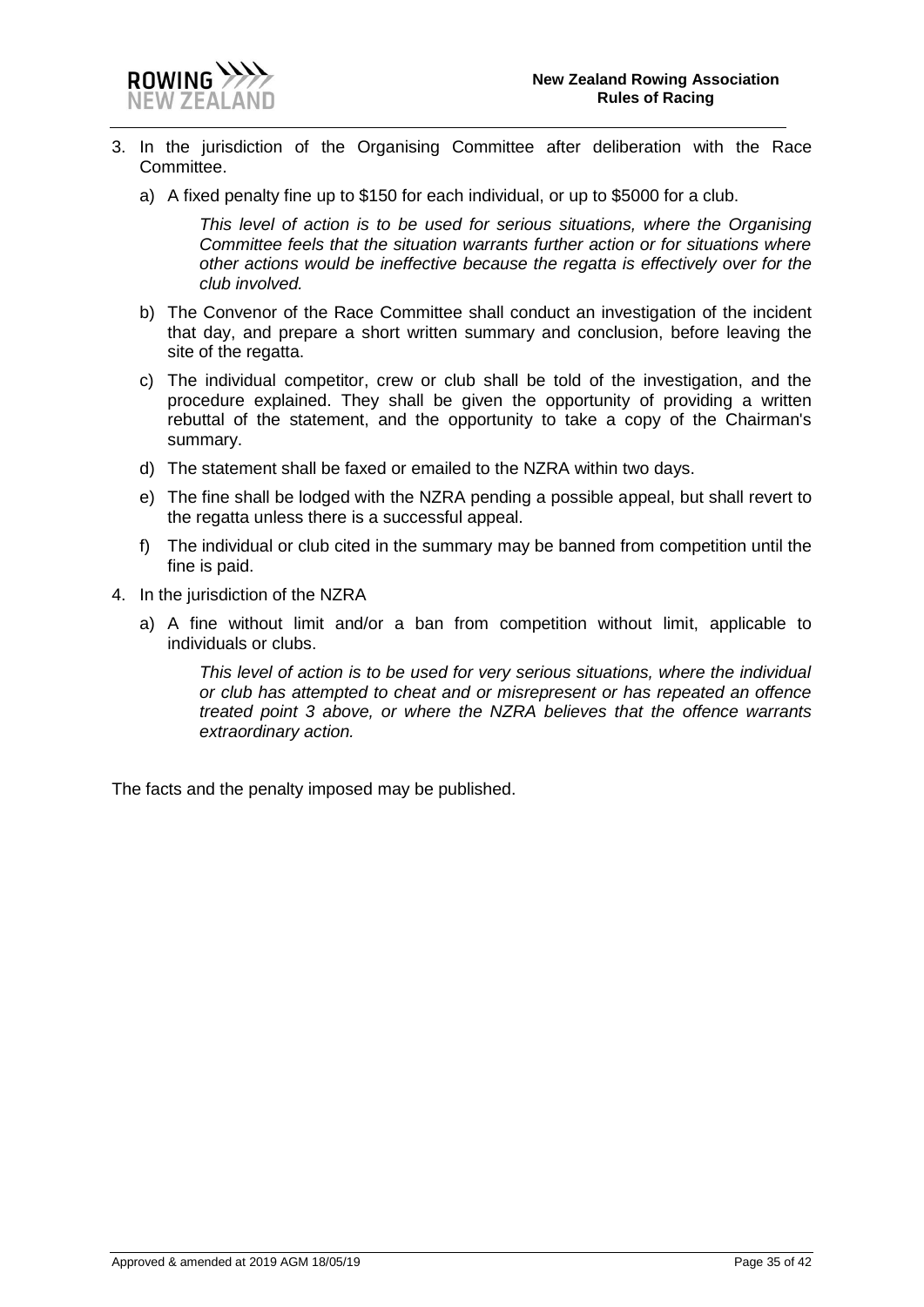3. In the jurisdiction of the Organising Committee after deliberation with the Race Committee.

   a) A fixed penalty fine up to $150 for each individual, or up to $5000 for a club.

      *This level of action is to be used for serious situations, where the Organising Committee feels that the situation warrants further action or for situations where other actions would be ineffective because the regatta is effectively over for the club involved.*

   b) The Convenor of the Race Committee shall conduct an investigation of the incident that day, and prepare a short written summary and conclusion, before leaving the site of the regatta.

   c) The individual competitor, crew or club shall be told of the investigation, and the procedure explained. They shall be given the opportunity of providing a written rebuttal of the statement, and the opportunity to take a copy of the Chairman's summary.

   d) The statement shall be faxed or emailed to the NZRA within two days.

   e) The fine shall be lodged with the NZRA pending a possible appeal, but shall revert to the regatta unless there is a successful appeal.

   f) The individual or club cited in the summary may be banned from competition until the fine is paid.

4. In the jurisdiction of the NZRA

   a) A fine without limit and/or a ban from competition without limit, applicable to individuals or clubs.

      *This level of action is to be used for very serious situations, where the individual or club has attempted to cheat and or misrepresent or has repeated an offence treated point 3 above, or where the NZRA believes that the offence warrants extraordinary action.*

The facts and the penalty imposed may be published.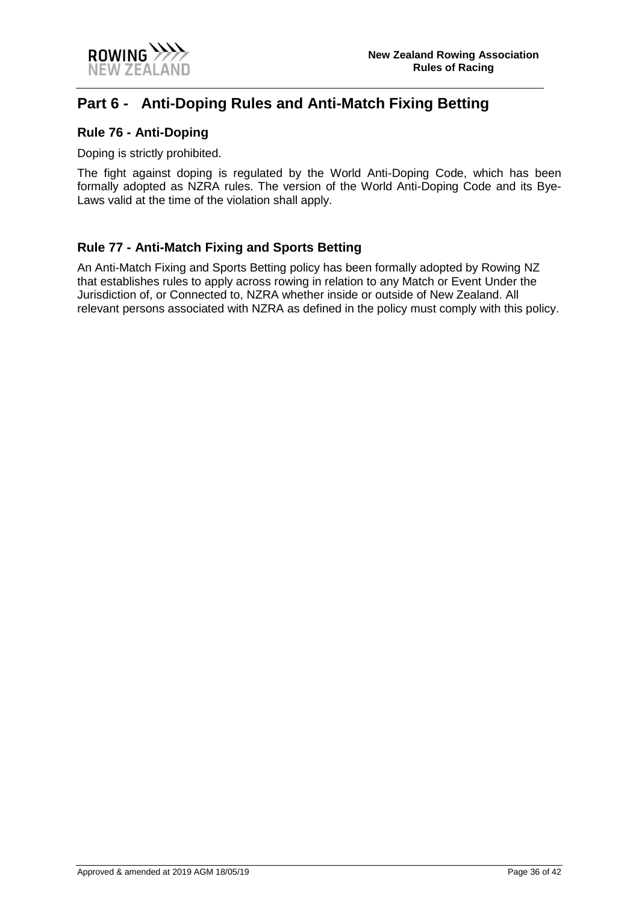# Part 6 - Anti-Doping Rules and Anti-Match Fixing Betting

## Rule 76 - Anti-Doping

Doping is strictly prohibited.

The fight against doping is regulated by the World Anti-Doping Code, which has been formally adopted as NZRA rules. The version of the World Anti-Doping Code and its Bye-Laws valid at the time of the violation shall apply.

## Rule 77 - Anti-Match Fixing and Sports Betting

An Anti-Match Fixing and Sports Betting policy has been formally adopted by Rowing NZ that establishes rules to apply across rowing in relation to any Match or Event Under the Jurisdiction of, or Connected to, NZRA whether inside or outside of New Zealand. All relevant persons associated with NZRA as defined in the policy must comply with this policy.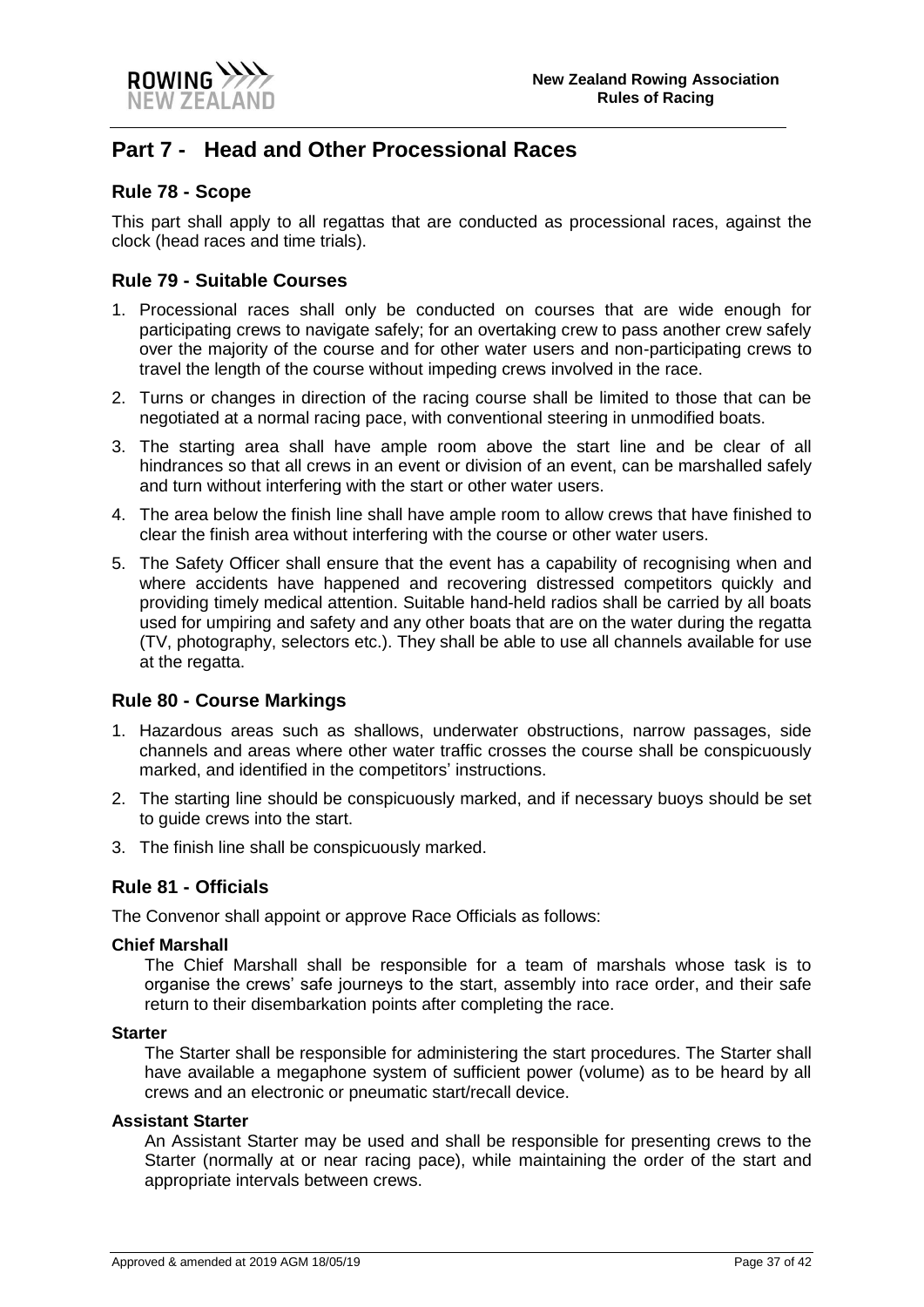# Part 7 - Head and Other Processional Races

## Rule 78 - Scope

This part shall apply to all regattas that are conducted as processional races, against the clock (head races and time trials).

## Rule 79 - Suitable Courses

1. Processional races shall only be conducted on courses that are wide enough for participating crews to navigate safely; for an overtaking crew to pass another crew safely over the majority of the course and for other water users and non-participating crews to travel the length of the course without impeding crews involved in the race.
2. Turns or changes in direction of the racing course shall be limited to those that can be negotiated at a normal racing pace, with conventional steering in unmodified boats.
3. The starting area shall have ample room above the start line and be clear of all hindrances so that all crews in an event or division of an event, can be marshalled safely and turn without interfering with the start or other water users.
4. The area below the finish line shall have ample room to allow crews that have finished to clear the finish area without interfering with the course or other water users.
5. The Safety Officer shall ensure that the event has a capability of recognising when and where accidents have happened and recovering distressed competitors quickly and providing timely medical attention. Suitable hand-held radios shall be carried by all boats used for umpiring and safety and any other boats that are on the water during the regatta (TV, photography, selectors etc.). They shall be able to use all channels available for use at the regatta.

## Rule 80 - Course Markings

1. Hazardous areas such as shallows, underwater obstructions, narrow passages, side channels and areas where other water traffic crosses the course shall be conspicuously marked, and identified in the competitors' instructions.
2. The starting line should be conspicuously marked, and if necessary buoys should be set to guide crews into the start.
3. The finish line shall be conspicuously marked.

## Rule 81 - Officials

The Convenor shall appoint or approve Race Officials as follows:

**Chief Marshall**

The Chief Marshall shall be responsible for a team of marshals whose task is to organise the crews' safe journeys to the start, assembly into race order, and their safe return to their disembarkation points after completing the race.

**Starter**

The Starter shall be responsible for administering the start procedures. The Starter shall have available a megaphone system of sufficient power (volume) as to be heard by all crews and an electronic or pneumatic start/recall device.

**Assistant Starter**

An Assistant Starter may be used and shall be responsible for presenting crews to the Starter (normally at or near racing pace), while maintaining the order of the start and appropriate intervals between crews.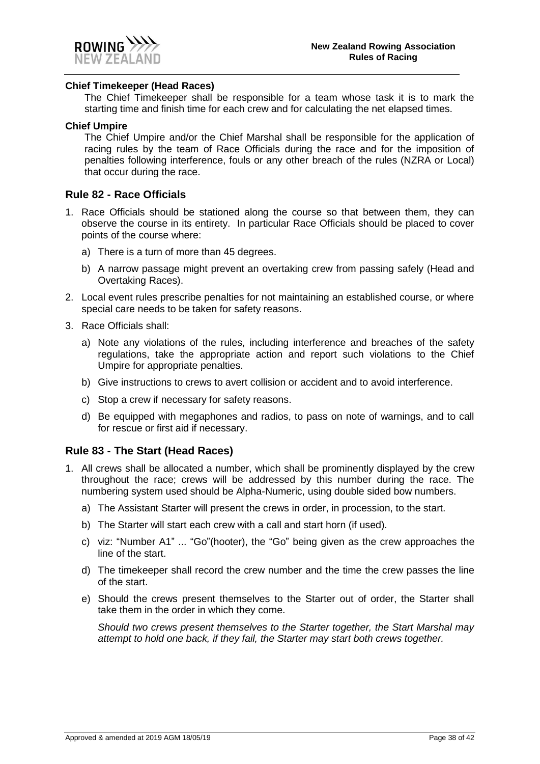**Chief Timekeeper (Head Races)**

The Chief Timekeeper shall be responsible for a team whose task it is to mark the starting time and finish time for each crew and for calculating the net elapsed times.

**Chief Umpire**

The Chief Umpire and/or the Chief Marshal shall be responsible for the application of racing rules by the team of Race Officials during the race and for the imposition of penalties following interference, fouls or any other breach of the rules (NZRA or Local) that occur during the race.

## Rule 82 - Race Officials

1. Race Officials should be stationed along the course so that between them, they can observe the course in its entirety. In particular Race Officials should be placed to cover points of the course where:
   a) There is a turn of more than 45 degrees.
   b) A narrow passage might prevent an overtaking crew from passing safely (Head and Overtaking Races).
2. Local event rules prescribe penalties for not maintaining an established course, or where special care needs to be taken for safety reasons.
3. Race Officials shall:
   a) Note any violations of the rules, including interference and breaches of the safety regulations, take the appropriate action and report such violations to the Chief Umpire for appropriate penalties.
   b) Give instructions to crews to avert collision or accident and to avoid interference.
   c) Stop a crew if necessary for safety reasons.
   d) Be equipped with megaphones and radios, to pass on note of warnings, and to call for rescue or first aid if necessary.

## Rule 83 - The Start (Head Races)

1. All crews shall be allocated a number, which shall be prominently displayed by the crew throughout the race; crews will be addressed by this number during the race. The numbering system used should be Alpha-Numeric, using double sided bow numbers.
   a) The Assistant Starter will present the crews in order, in procession, to the start.
   b) The Starter will start each crew with a call and start horn (if used).
   c) viz: "Number A1" ... "Go"(hooter), the "Go" being given as the crew approaches the line of the start.
   d) The timekeeper shall record the crew number and the time the crew passes the line of the start.
   e) Should the crews present themselves to the Starter out of order, the Starter shall take them in the order in which they come.

   *Should two crews present themselves to the Starter together, the Start Marshal may attempt to hold one back, if they fail, the Starter may start both crews together.*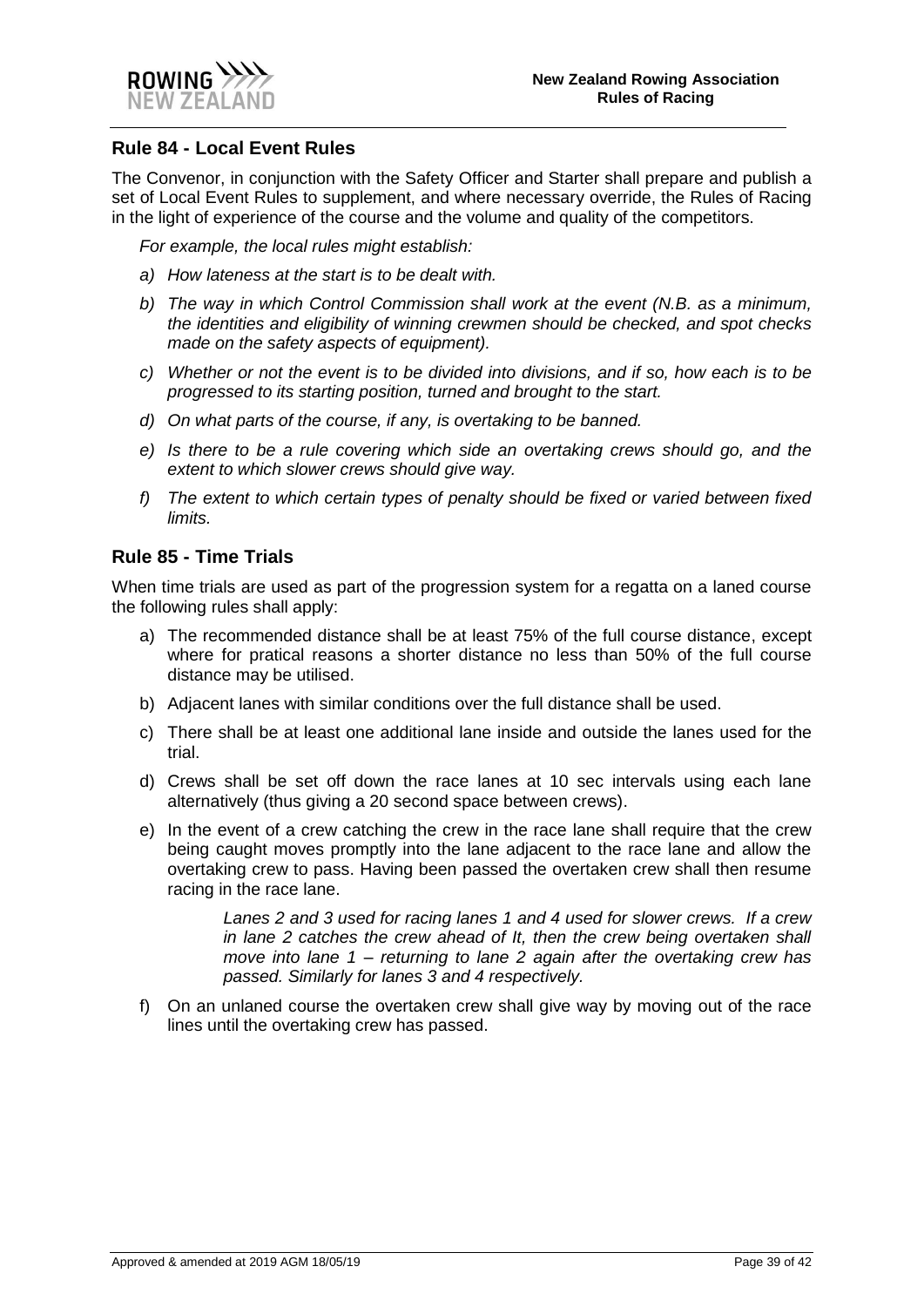## Rule 84 - Local Event Rules

The Convenor, in conjunction with the Safety Officer and Starter shall prepare and publish a set of Local Event Rules to supplement, and where necessary override, the Rules of Racing in the light of experience of the course and the volume and quality of the competitors.

*For example, the local rules might establish:*

*a) How lateness at the start is to be dealt with.*

*b) The way in which Control Commission shall work at the event (N.B. as a minimum, the identities and eligibility of winning crewmen should be checked, and spot checks made on the safety aspects of equipment).*

*c) Whether or not the event is to be divided into divisions, and if so, how each is to be progressed to its starting position, turned and brought to the start.*

*d) On what parts of the course, if any, is overtaking to be banned.*

*e) Is there to be a rule covering which side an overtaking crews should go, and the extent to which slower crews should give way.*

*f) The extent to which certain types of penalty should be fixed or varied between fixed limits.*

## Rule 85 - Time Trials

When time trials are used as part of the progression system for a regatta on a laned course the following rules shall apply:

a) The recommended distance shall be at least 75% of the full course distance, except where for pratical reasons a shorter distance no less than 50% of the full course distance may be utilised.

b) Adjacent lanes with similar conditions over the full distance shall be used.

c) There shall be at least one additional lane inside and outside the lanes used for the trial.

d) Crews shall be set off down the race lanes at 10 sec intervals using each lane alternatively (thus giving a 20 second space between crews).

e) In the event of a crew catching the crew in the race lane shall require that the crew being caught moves promptly into the lane adjacent to the race lane and allow the overtaking crew to pass. Having been passed the overtaken crew shall then resume racing in the race lane.

> *Lanes 2 and 3 used for racing lanes 1 and 4 used for slower crews. If a crew in lane 2 catches the crew ahead of It, then the crew being overtaken shall move into lane 1 – returning to lane 2 again after the overtaking crew has passed. Similarly for lanes 3 and 4 respectively.*

f) On an unlaned course the overtaken crew shall give way by moving out of the race lines until the overtaking crew has passed.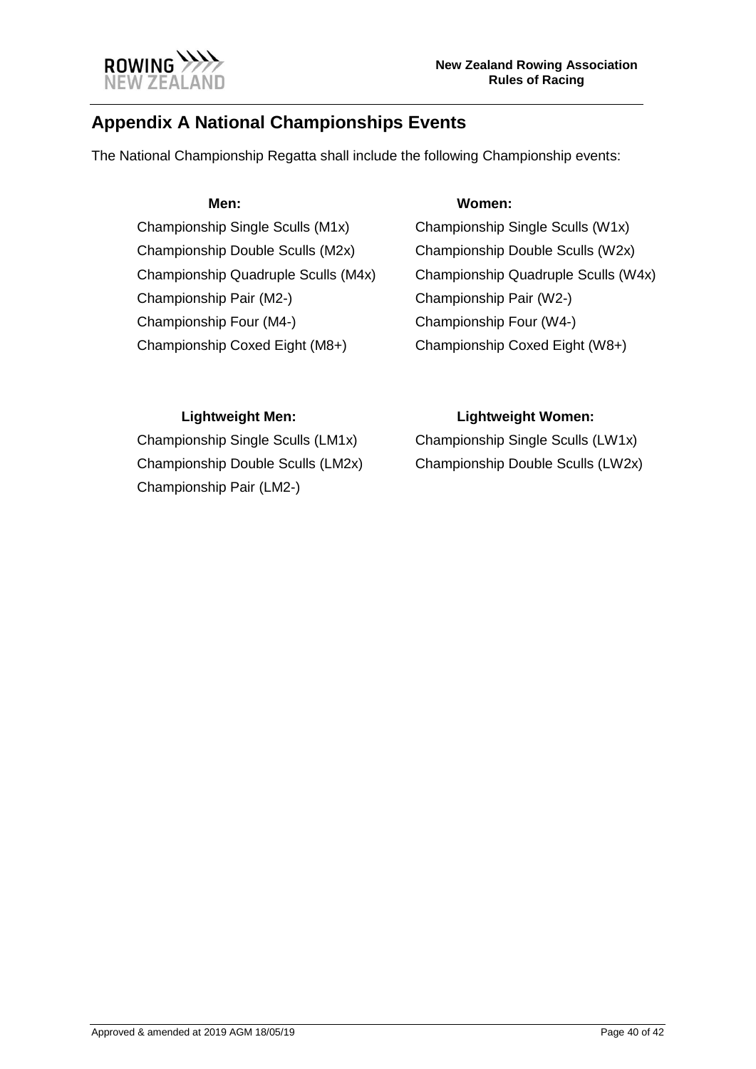## Appendix A National Championships Events

The National Championship Regatta shall include the following Championship events:

**Men:**

Championship Single Sculls (M1x)
Championship Double Sculls (M2x)
Championship Quadruple Sculls (M4x)
Championship Pair (M2-)
Championship Four (M4-)
Championship Coxed Eight (M8+)

**Women:**

Championship Single Sculls (W1x)
Championship Double Sculls (W2x)
Championship Quadruple Sculls (W4x)
Championship Pair (W2-)
Championship Four (W4-)
Championship Coxed Eight (W8+)

**Lightweight Men:**

Championship Single Sculls (LM1x)
Championship Double Sculls (LM2x)
Championship Pair (LM2-)

**Lightweight Women:**

Championship Single Sculls (LW1x)
Championship Double Sculls (LW2x)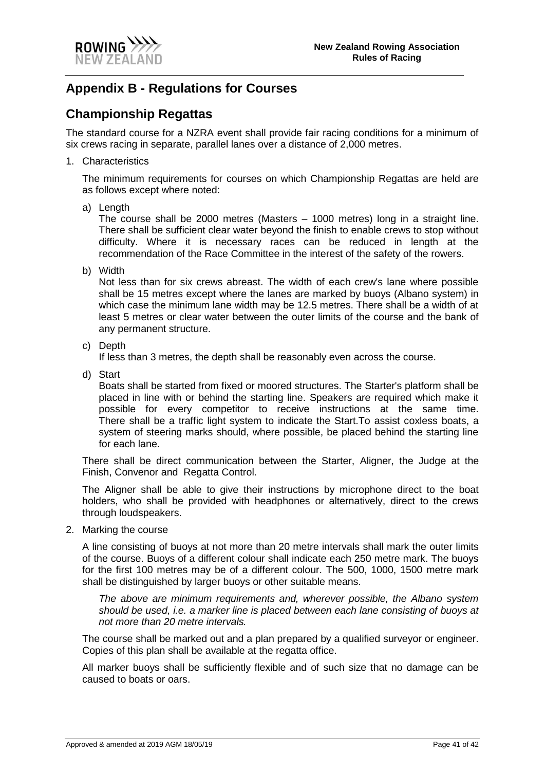## Appendix B - Regulations for Courses

## Championship Regattas

The standard course for a NZRA event shall provide fair racing conditions for a minimum of six crews racing in separate, parallel lanes over a distance of 2,000 metres.

1. Characteristics

   The minimum requirements for courses on which Championship Regattas are held are as follows except where noted:

   a) Length
   The course shall be 2000 metres (Masters – 1000 metres) long in a straight line. There shall be sufficient clear water beyond the finish to enable crews to stop without difficulty. Where it is necessary races can be reduced in length at the recommendation of the Race Committee in the interest of the safety of the rowers.

   b) Width
   Not less than for six crews abreast. The width of each crew's lane where possible shall be 15 metres except where the lanes are marked by buoys (Albano system) in which case the minimum lane width may be 12.5 metres. There shall be a width of at least 5 metres or clear water between the outer limits of the course and the bank of any permanent structure.

   c) Depth
   If less than 3 metres, the depth shall be reasonably even across the course.

   d) Start
   Boats shall be started from fixed or moored structures. The Starter's platform shall be placed in line with or behind the starting line. Speakers are required which make it possible for every competitor to receive instructions at the same time. There shall be a traffic light system to indicate the Start.To assist coxless boats, a system of steering marks should, where possible, be placed behind the starting line for each lane.

   There shall be direct communication between the Starter, Aligner, the Judge at the Finish, Convenor and Regatta Control.

   The Aligner shall be able to give their instructions by microphone direct to the boat holders, who shall be provided with headphones or alternatively, direct to the crews through loudspeakers.

2. Marking the course

   A line consisting of buoys at not more than 20 metre intervals shall mark the outer limits of the course. Buoys of a different colour shall indicate each 250 metre mark. The buoys for the first 100 metres may be of a different colour. The 500, 1000, 1500 metre mark shall be distinguished by larger buoys or other suitable means.

   *The above are minimum requirements and, wherever possible, the Albano system should be used, i.e. a marker line is placed between each lane consisting of buoys at not more than 20 metre intervals.*

   The course shall be marked out and a plan prepared by a qualified surveyor or engineer. Copies of this plan shall be available at the regatta office.

   All marker buoys shall be sufficiently flexible and of such size that no damage can be caused to boats or oars.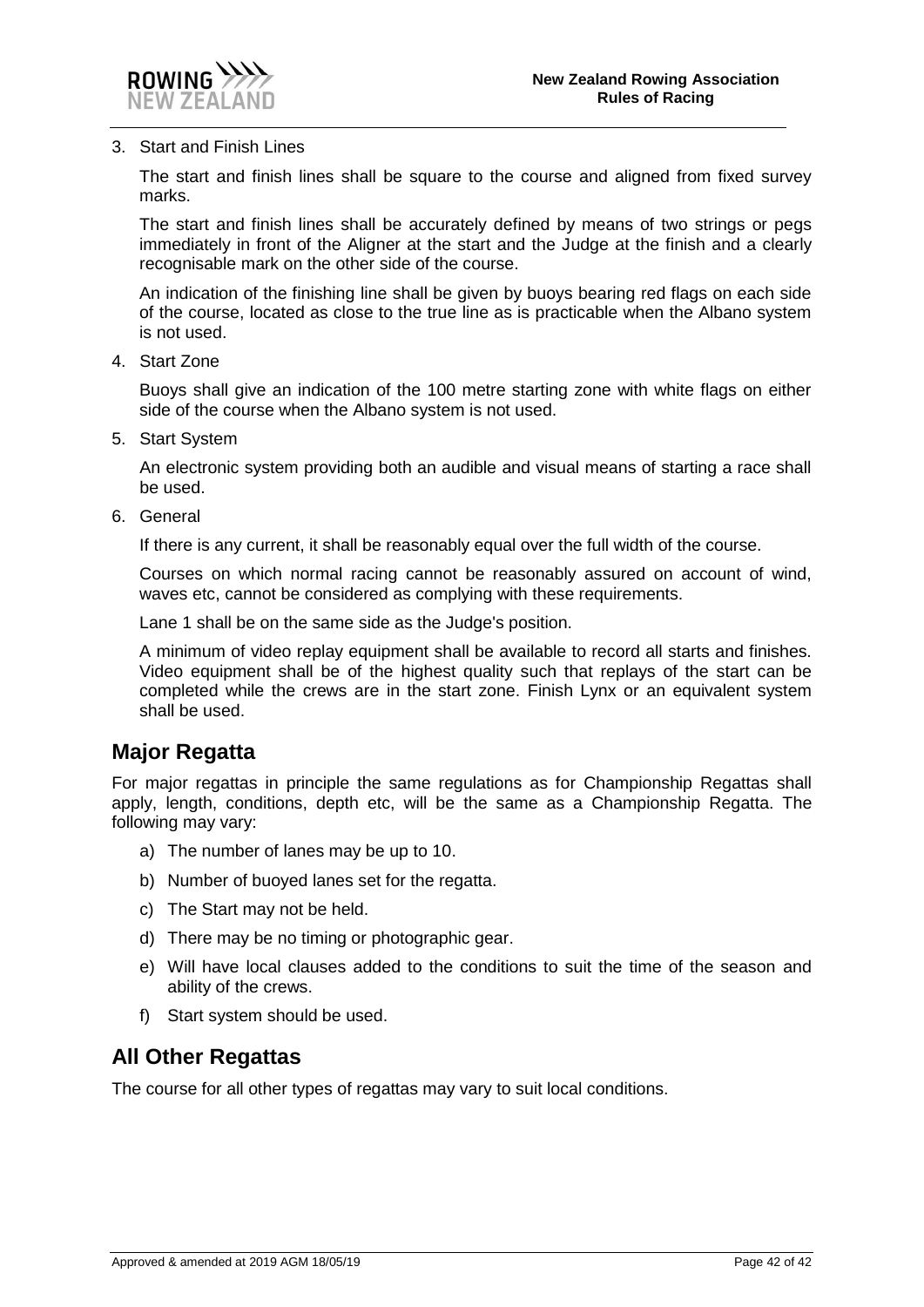3. Start and Finish Lines

   The start and finish lines shall be square to the course and aligned from fixed survey marks.

   The start and finish lines shall be accurately defined by means of two strings or pegs immediately in front of the Aligner at the start and the Judge at the finish and a clearly recognisable mark on the other side of the course.

   An indication of the finishing line shall be given by buoys bearing red flags on each side of the course, located as close to the true line as is practicable when the Albano system is not used.

4. Start Zone

   Buoys shall give an indication of the 100 metre starting zone with white flags on either side of the course when the Albano system is not used.

5. Start System

   An electronic system providing both an audible and visual means of starting a race shall be used.

6. General

   If there is any current, it shall be reasonably equal over the full width of the course.

   Courses on which normal racing cannot be reasonably assured on account of wind, waves etc, cannot be considered as complying with these requirements.

   Lane 1 shall be on the same side as the Judge's position.

   A minimum of video replay equipment shall be available to record all starts and finishes. Video equipment shall be of the highest quality such that replays of the start can be completed while the crews are in the start zone. Finish Lynx or an equivalent system shall be used.

## Major Regatta

For major regattas in principle the same regulations as for Championship Regattas shall apply, length, conditions, depth etc, will be the same as a Championship Regatta. The following may vary:

a) The number of lanes may be up to 10.
b) Number of buoyed lanes set for the regatta.
c) The Start may not be held.
d) There may be no timing or photographic gear.
e) Will have local clauses added to the conditions to suit the time of the season and ability of the crews.
f) Start system should be used.

## All Other Regattas

The course for all other types of regattas may vary to suit local conditions.